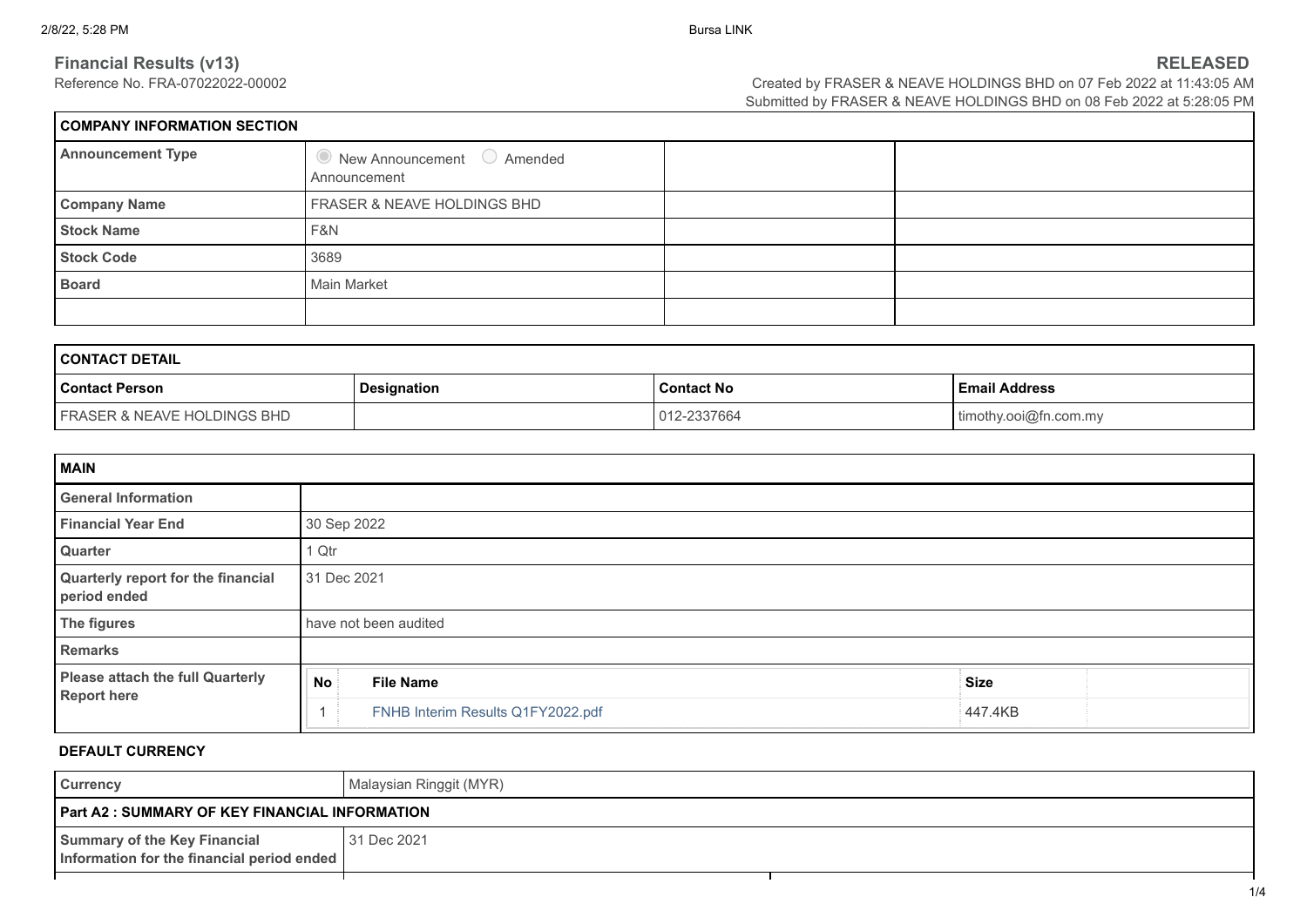## Financial Results (v13)

Reference No. FRA-07022022-00002

**RELEASED**

Created by FRASER & NEAVE HOLDINGS BHD on 07 Feb 2022 at 11:43:05 AM
Submitted by FRASER & NEAVE HOLDINGS BHD on 08 Feb 2022 at 5:28:05 PM

| COMPANY INFORMATION SECTION | | | |
|---|---|---|---|
| **Announcement Type** | New Announcement / Amended Announcement | | |
| **Company Name** | FRASER & NEAVE HOLDINGS BHD | | |
| **Stock Name** | F&N | | |
| **Stock Code** | 3689 | | |
| **Board** | Main Market | | |
| | | | |

| CONTACT DETAIL | | | |
|---|---|---|---|
| **Contact Person** | **Designation** | **Contact No** | **Email Address** |
| FRASER & NEAVE HOLDINGS BHD | | 012-2337664 | timothy.ooi@fn.com.my |

| MAIN | |
|---|---|
| **General Information** | |
| **Financial Year End** | 30 Sep 2022 |
| **Quarter** | 1 Qtr |
| **Quarterly report for the financial period ended** | 31 Dec 2021 |
| **The figures** | have not been audited |
| **Remarks** | |
| **Please attach the full Quarterly Report here** | No 1: FNHB Interim Results Q1FY2022.pdf (Size: 447.4KB) |

**DEFAULT CURRENCY**

| Currency | Malaysian Ringgit (MYR) |
|---|---|
| **Part A2 : SUMMARY OF KEY FINANCIAL INFORMATION** | |
| **Summary of the Key Financial Information for the financial period ended** | 31 Dec 2021 |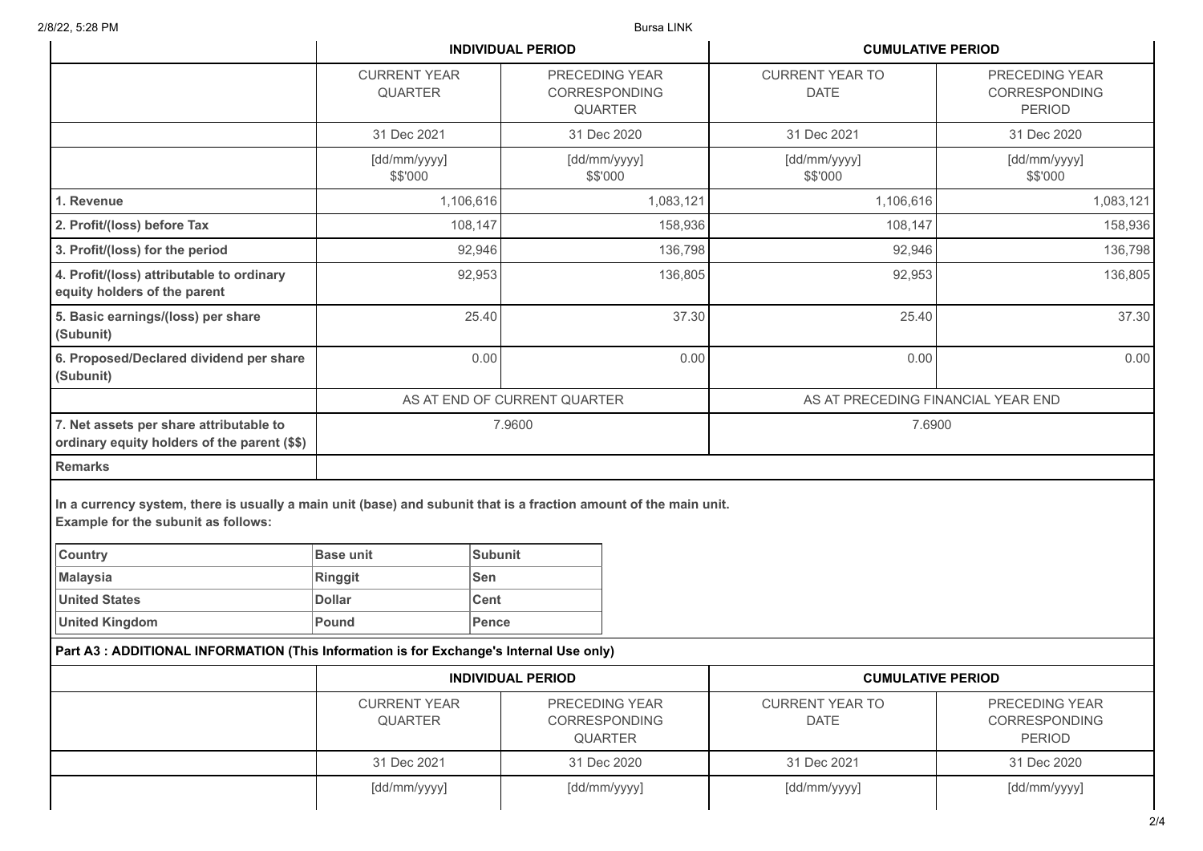| | INDIVIDUAL PERIOD | | CUMULATIVE PERIOD | |
|---|---|---|---|---|
| | CURRENT YEAR QUARTER | PRECEDING YEAR CORRESPONDING QUARTER | CURRENT YEAR TO DATE | PRECEDING YEAR CORRESPONDING PERIOD |
| | 31 Dec 2021 | 31 Dec 2020 | 31 Dec 2021 | 31 Dec 2020 |
| | [dd/mm/yyyy] $$'000 | [dd/mm/yyyy] $$'000 | [dd/mm/yyyy] $$'000 | [dd/mm/yyyy] $$'000 |
| **1. Revenue** | 1,106,616 | 1,083,121 | 1,106,616 | 1,083,121 |
| **2. Profit/(loss) before Tax** | 108,147 | 158,936 | 108,147 | 158,936 |
| **3. Profit/(loss) for the period** | 92,946 | 136,798 | 92,946 | 136,798 |
| **4. Profit/(loss) attributable to ordinary equity holders of the parent** | 92,953 | 136,805 | 92,953 | 136,805 |
| **5. Basic earnings/(loss) per share (Subunit)** | 25.40 | 37.30 | 25.40 | 37.30 |
| **6. Proposed/Declared dividend per share (Subunit)** | 0.00 | 0.00 | 0.00 | 0.00 |
| | AS AT END OF CURRENT QUARTER | | AS AT PRECEDING FINANCIAL YEAR END | |
| **7. Net assets per share attributable to ordinary equity holders of the parent ($$)** | 7.9600 | | 7.6900 | |
| **Remarks** | | | | |

**In a currency system, there is usually a main unit (base) and subunit that is a fraction amount of the main unit.**
**Example for the subunit as follows:**

| Country | Base unit | Subunit |
|---|---|---|
| Malaysia | Ringgit | Sen |
| United States | Dollar | Cent |
| United Kingdom | Pound | Pence |

**Part A3 : ADDITIONAL INFORMATION (This Information is for Exchange's Internal Use only)**

| | INDIVIDUAL PERIOD | | CUMULATIVE PERIOD | |
|---|---|---|---|---|
| | CURRENT YEAR QUARTER | PRECEDING YEAR CORRESPONDING QUARTER | CURRENT YEAR TO DATE | PRECEDING YEAR CORRESPONDING PERIOD |
| | 31 Dec 2021 | 31 Dec 2020 | 31 Dec 2021 | 31 Dec 2020 |
| | [dd/mm/yyyy] | [dd/mm/yyyy] | [dd/mm/yyyy] | [dd/mm/yyyy] |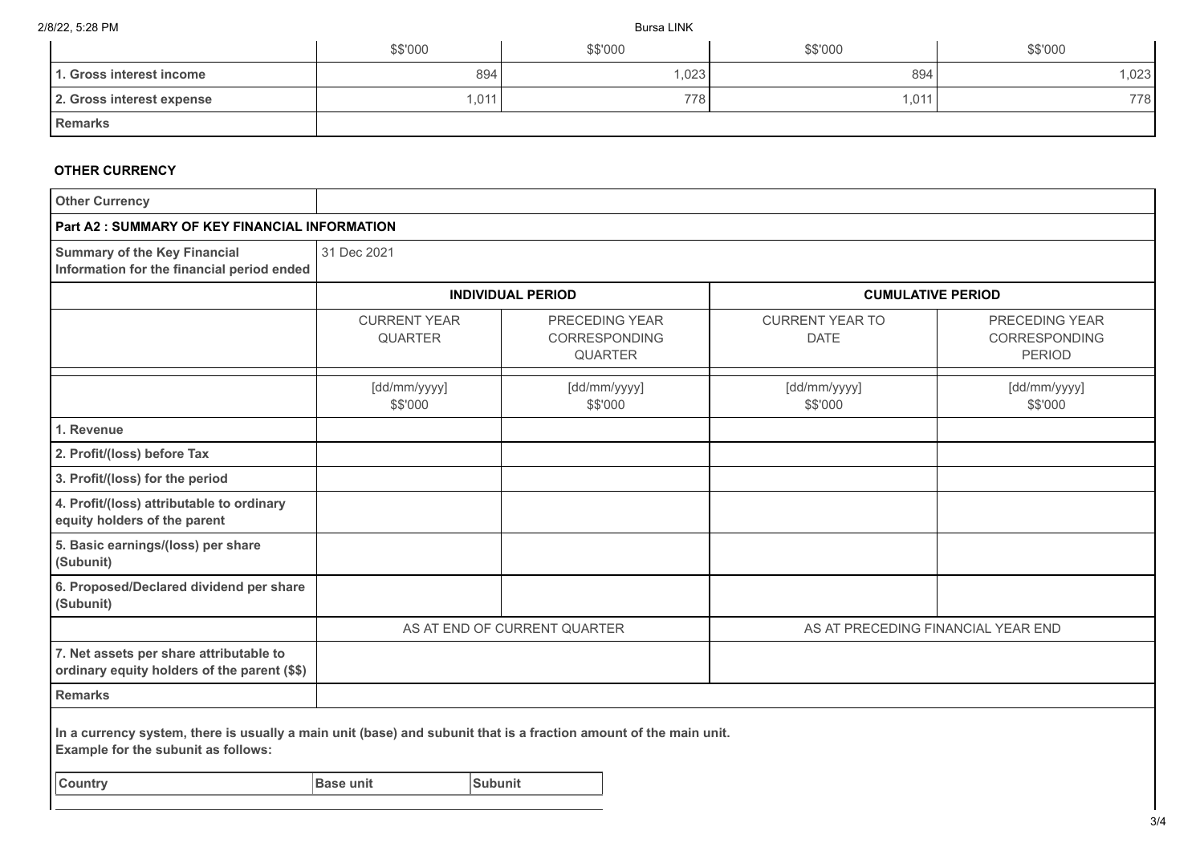| | $$'000 | $$'000 | $$'000 | $$'000 |
|---|---|---|---|---|
| **1. Gross interest income** | 894 | 1,023 | 894 | 1,023 |
| **2. Gross interest expense** | 1,011 | 778 | 1,011 | 778 |
| **Remarks** | | | | |

**OTHER CURRENCY**

| **Other Currency** | | | | |
|---|---|---|---|---|
| **Part A2 : SUMMARY OF KEY FINANCIAL INFORMATION** | | | | |
| **Summary of the Key Financial Information for the financial period ended** | 31 Dec 2021 | | | |
| | **INDIVIDUAL PERIOD** | | **CUMULATIVE PERIOD** | |
| | CURRENT YEAR QUARTER | PRECEDING YEAR CORRESPONDING QUARTER | CURRENT YEAR TO DATE | PRECEDING YEAR CORRESPONDING PERIOD |
| | [dd/mm/yyyy] $$'000 | [dd/mm/yyyy] $$'000 | [dd/mm/yyyy] $$'000 | [dd/mm/yyyy] $$'000 |
| **1. Revenue** | | | | |
| **2. Profit/(loss) before Tax** | | | | |
| **3. Profit/(loss) for the period** | | | | |
| **4. Profit/(loss) attributable to ordinary equity holders of the parent** | | | | |
| **5. Basic earnings/(loss) per share (Subunit)** | | | | |
| **6. Proposed/Declared dividend per share (Subunit)** | | | | |
| | AS AT END OF CURRENT QUARTER | | AS AT PRECEDING FINANCIAL YEAR END | |
| **7. Net assets per share attributable to ordinary equity holders of the parent ($$)** | | | | |
| **Remarks** | | | | |

**In a currency system, there is usually a main unit (base) and subunit that is a fraction amount of the main unit.**
**Example for the subunit as follows:**

| Country | Base unit | Subunit |
|---|---|---|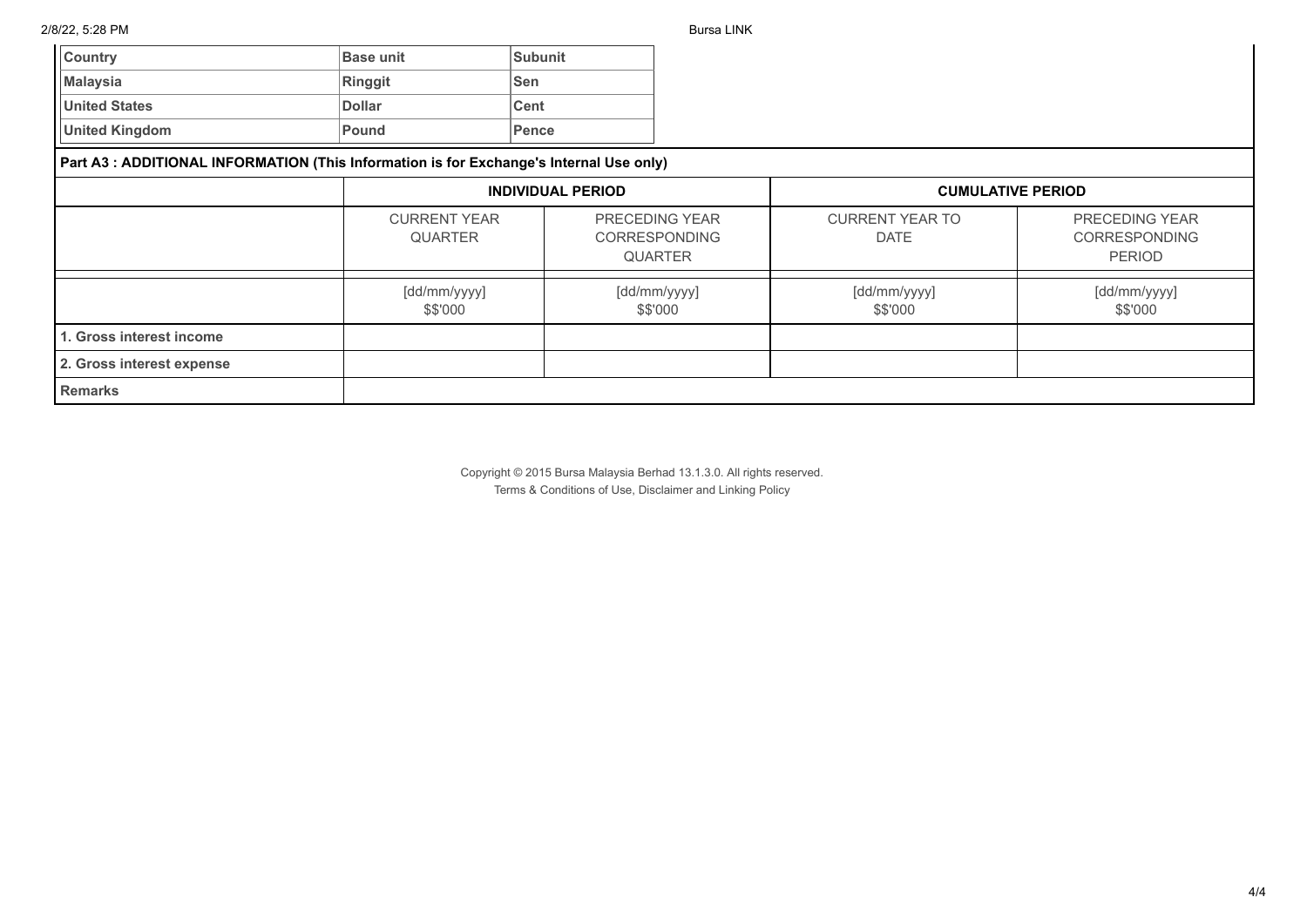| Country | Base unit | Subunit |
|---|---|---|
| Malaysia | Ringgit | Sen |
| United States | Dollar | Cent |
| United Kingdom | Pound | Pence |

**Part A3 : ADDITIONAL INFORMATION (This Information is for Exchange's Internal Use only)**

| | INDIVIDUAL PERIOD | | CUMULATIVE PERIOD | |
|---|---|---|---|---|
| | CURRENT YEAR QUARTER | PRECEDING YEAR CORRESPONDING QUARTER | CURRENT YEAR TO DATE | PRECEDING YEAR CORRESPONDING PERIOD |
| | [dd/mm/yyyy] $$'000 | [dd/mm/yyyy] $$'000 | [dd/mm/yyyy] $$'000 | [dd/mm/yyyy] $$'000 |
| **1. Gross interest income** | | | | |
| **2. Gross interest expense** | | | | |
| **Remarks** | | | | |

Copyright © 2015 Bursa Malaysia Berhad 13.1.3.0. All rights reserved.
Terms & Conditions of Use, Disclaimer and Linking Policy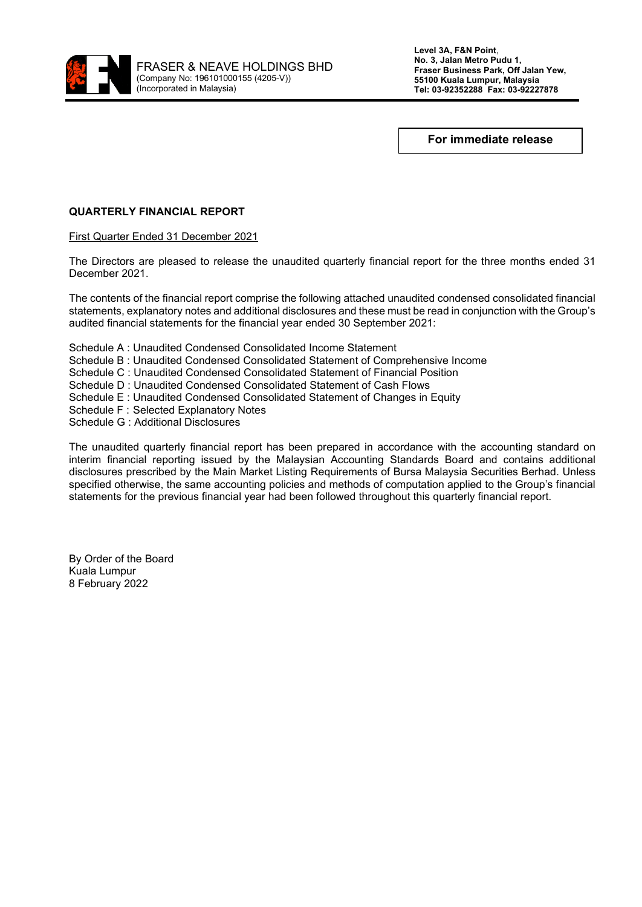FRASER & NEAVE HOLDINGS BHD
(Company No: 196101000155 (4205-V))
(Incorporated in Malaysia)

**Level 3A, F&N Point,**
**No. 3, Jalan Metro Pudu 1,**
**Fraser Business Park, Off Jalan Yew,**
**55100 Kuala Lumpur, Malaysia**
**Tel: 03-92352288 Fax: 03-92227878**

**For immediate release**

**QUARTERLY FINANCIAL REPORT**

First Quarter Ended 31 December 2021

The Directors are pleased to release the unaudited quarterly financial report for the three months ended 31 December 2021.

The contents of the financial report comprise the following attached unaudited condensed consolidated financial statements, explanatory notes and additional disclosures and these must be read in conjunction with the Group's audited financial statements for the financial year ended 30 September 2021:

Schedule A : Unaudited Condensed Consolidated Income Statement
Schedule B : Unaudited Condensed Consolidated Statement of Comprehensive Income
Schedule C : Unaudited Condensed Consolidated Statement of Financial Position
Schedule D : Unaudited Condensed Consolidated Statement of Cash Flows
Schedule E : Unaudited Condensed Consolidated Statement of Changes in Equity
Schedule F : Selected Explanatory Notes
Schedule G : Additional Disclosures

The unaudited quarterly financial report has been prepared in accordance with the accounting standard on interim financial reporting issued by the Malaysian Accounting Standards Board and contains additional disclosures prescribed by the Main Market Listing Requirements of Bursa Malaysia Securities Berhad. Unless specified otherwise, the same accounting policies and methods of computation applied to the Group's financial statements for the previous financial year had been followed throughout this quarterly financial report.

By Order of the Board
Kuala Lumpur
8 February 2022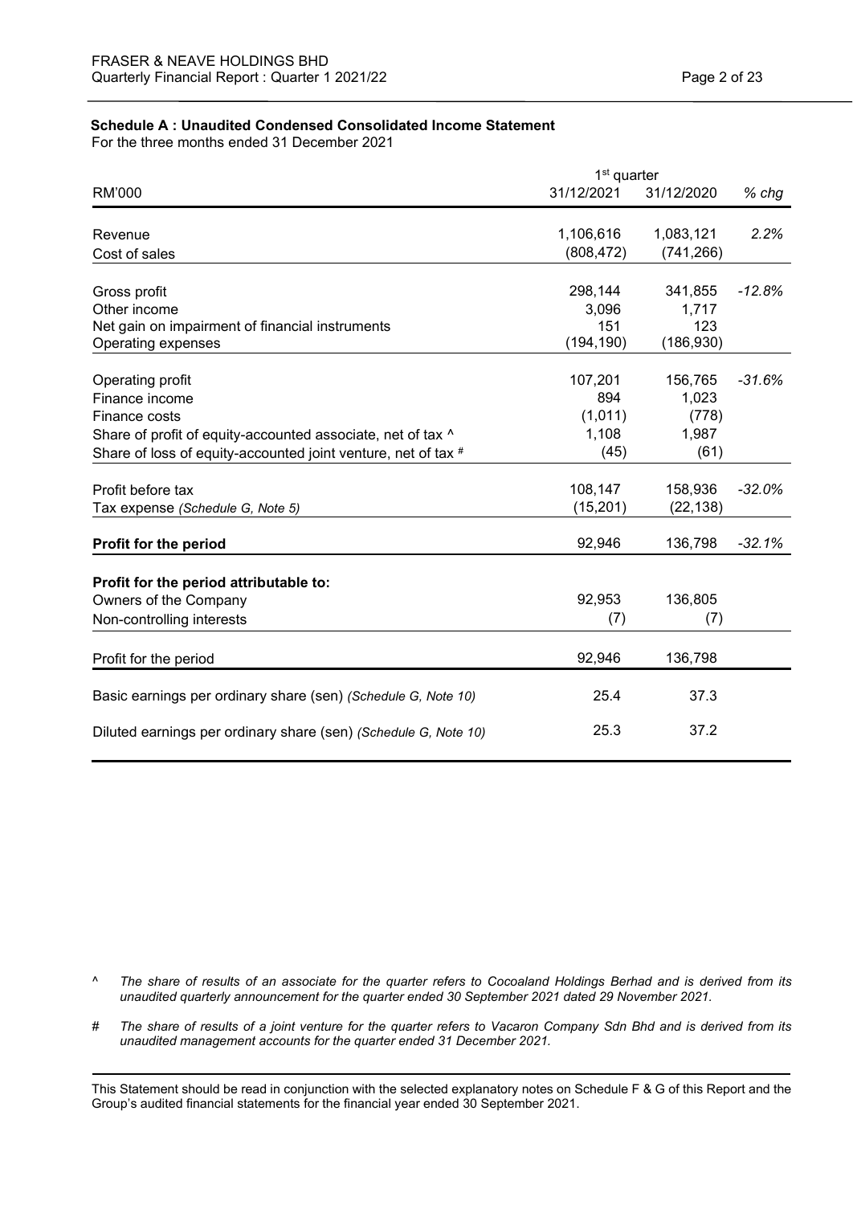### Schedule A : Unaudited Condensed Consolidated Income Statement

For the three months ended 31 December 2021

| RM'000 | 1st quarter 31/12/2021 | 31/12/2020 | *% chg* |
|---|---|---|---|
| Revenue | 1,106,616 | 1,083,121 | *2.2%* |
| Cost of sales | (808,472) | (741,266) | |
| Gross profit | 298,144 | 341,855 | *-12.8%* |
| Other income | 3,096 | 1,717 | |
| Net gain on impairment of financial instruments | 151 | 123 | |
| Operating expenses | (194,190) | (186,930) | |
| Operating profit | 107,201 | 156,765 | *-31.6%* |
| Finance income | 894 | 1,023 | |
| Finance costs | (1,011) | (778) | |
| Share of profit of equity-accounted associate, net of tax ^ | 1,108 | 1,987 | |
| Share of loss of equity-accounted joint venture, net of tax # | (45) | (61) | |
| Profit before tax | 108,147 | 158,936 | *-32.0%* |
| Tax expense *(Schedule G, Note 5)* | (15,201) | (22,138) | |
| **Profit for the period** | 92,946 | 136,798 | *-32.1%* |
| **Profit for the period attributable to:** | | | |
| Owners of the Company | 92,953 | 136,805 | |
| Non-controlling interests | (7) | (7) | |
| Profit for the period | 92,946 | 136,798 | |
| Basic earnings per ordinary share (sen) *(Schedule G, Note 10)* | 25.4 | 37.3 | |
| Diluted earnings per ordinary share (sen) *(Schedule G, Note 10)* | 25.3 | 37.2 | |

^ *The share of results of an associate for the quarter refers to Cocoaland Holdings Berhad and is derived from its unaudited quarterly announcement for the quarter ended 30 September 2021 dated 29 November 2021.*

# *The share of results of a joint venture for the quarter refers to Vacaron Company Sdn Bhd and is derived from its unaudited management accounts for the quarter ended 31 December 2021.*

This Statement should be read in conjunction with the selected explanatory notes on Schedule F & G of this Report and the Group's audited financial statements for the financial year ended 30 September 2021.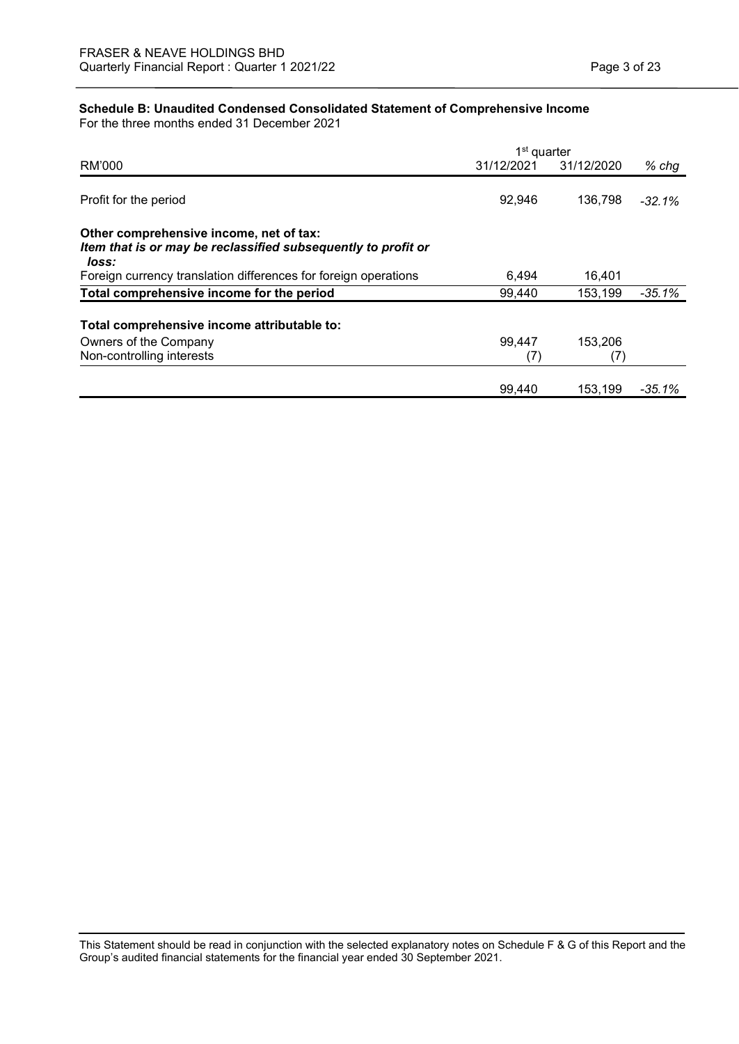**Schedule B: Unaudited Condensed Consolidated Statement of Comprehensive Income**
For the three months ended 31 December 2021

| RM'000 | 1st quarter 31/12/2021 | 31/12/2020 | % chg |
|---|---|---|---|
| Profit for the period | 92,946 | 136,798 | -32.1% |
| **Other comprehensive income, net of tax:** | | | |
| ***Item that is or may be reclassified subsequently to profit or loss:*** | | | |
| Foreign currency translation differences for foreign operations | 6,494 | 16,401 | |
| **Total comprehensive income for the period** | 99,440 | 153,199 | -35.1% |
| **Total comprehensive income attributable to:** | | | |
| Owners of the Company | 99,447 | 153,206 | |
| Non-controlling interests | (7) | (7) | |
| | 99,440 | 153,199 | -35.1% |

This Statement should be read in conjunction with the selected explanatory notes on Schedule F & G of this Report and the Group's audited financial statements for the financial year ended 30 September 2021.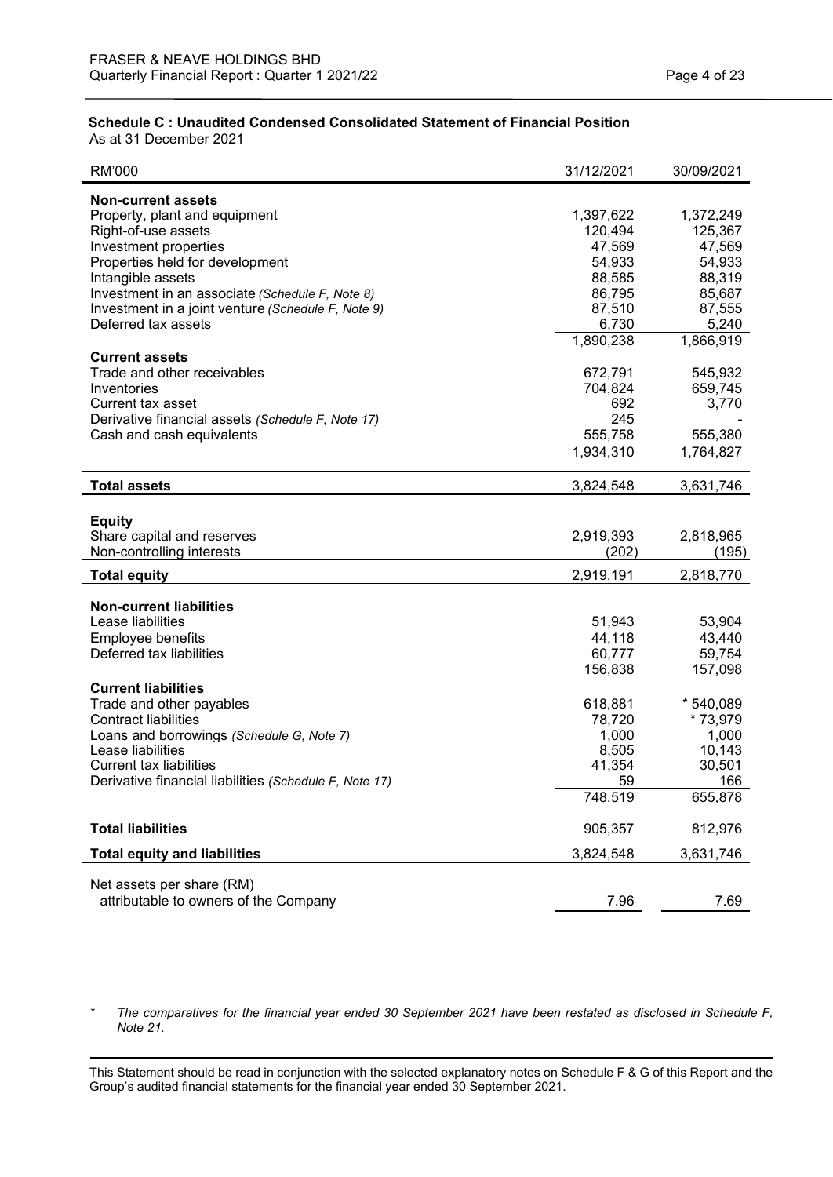**Schedule C : Unaudited Condensed Consolidated Statement of Financial Position**
As at 31 December 2021

| RM'000 | 31/12/2021 | 30/09/2021 |
|---|---|---|
| **Non-current assets** | | |
| Property, plant and equipment | 1,397,622 | 1,372,249 |
| Right-of-use assets | 120,494 | 125,367 |
| Investment properties | 47,569 | 47,569 |
| Properties held for development | 54,933 | 54,933 |
| Intangible assets | 88,585 | 88,319 |
| Investment in an associate *(Schedule F, Note 8)* | 86,795 | 85,687 |
| Investment in a joint venture *(Schedule F, Note 9)* | 87,510 | 87,555 |
| Deferred tax assets | 6,730 | 5,240 |
| | 1,890,238 | 1,866,919 |
| **Current assets** | | |
| Trade and other receivables | 672,791 | 545,932 |
| Inventories | 704,824 | 659,745 |
| Current tax asset | 692 | 3,770 |
| Derivative financial assets *(Schedule F, Note 17)* | 245 | - |
| Cash and cash equivalents | 555,758 | 555,380 |
| | 1,934,310 | 1,764,827 |
| **Total assets** | 3,824,548 | 3,631,746 |
| **Equity** | | |
| Share capital and reserves | 2,919,393 | 2,818,965 |
| Non-controlling interests | (202) | (195) |
| **Total equity** | 2,919,191 | 2,818,770 |
| **Non-current liabilities** | | |
| Lease liabilities | 51,943 | 53,904 |
| Employee benefits | 44,118 | 43,440 |
| Deferred tax liabilities | 60,777 | 59,754 |
| | 156,838 | 157,098 |
| **Current liabilities** | | |
| Trade and other payables | 618,881 | * 540,089 |
| Contract liabilities | 78,720 | * 73,979 |
| Loans and borrowings *(Schedule G, Note 7)* | 1,000 | 1,000 |
| Lease liabilities | 8,505 | 10,143 |
| Current tax liabilities | 41,354 | 30,501 |
| Derivative financial liabilities *(Schedule F, Note 17)* | 59 | 166 |
| | 748,519 | 655,878 |
| **Total liabilities** | 905,357 | 812,976 |
| **Total equity and liabilities** | 3,824,548 | 3,631,746 |
| Net assets per share (RM) attributable to owners of the Company | 7.96 | 7.69 |

\* *The comparatives for the financial year ended 30 September 2021 have been restated as disclosed in Schedule F, Note 21.*

This Statement should be read in conjunction with the selected explanatory notes on Schedule F & G of this Report and the Group's audited financial statements for the financial year ended 30 September 2021.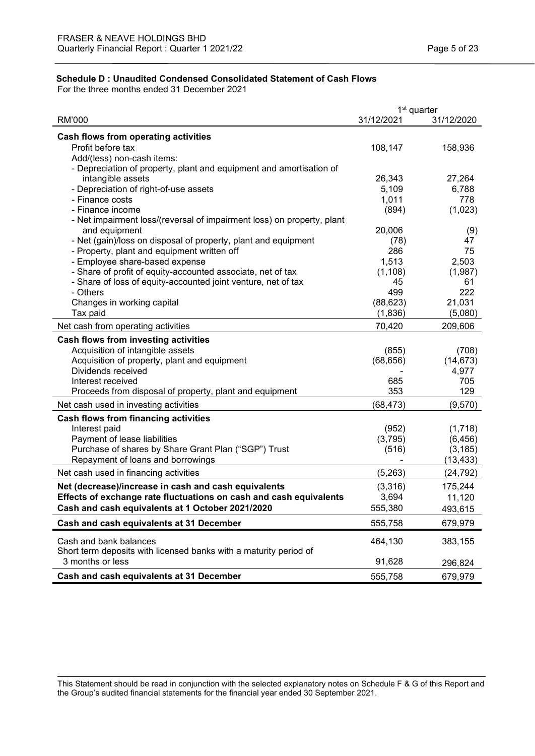**Schedule D : Unaudited Condensed Consolidated Statement of Cash Flows**

For the three months ended 31 December 2021

| RM'000 | 1st quarter 31/12/2021 | 31/12/2020 |
|---|---|---|
| **Cash flows from operating activities** | | |
| Profit before tax | 108,147 | 158,936 |
| Add/(less) non-cash items: | | |
| - Depreciation of property, plant and equipment and amortisation of intangible assets | 26,343 | 27,264 |
| - Depreciation of right-of-use assets | 5,109 | 6,788 |
| - Finance costs | 1,011 | 778 |
| - Finance income | (894) | (1,023) |
| - Net impairment loss/(reversal of impairment loss) on property, plant and equipment | 20,006 | (9) |
| - Net (gain)/loss on disposal of property, plant and equipment | (78) | 47 |
| - Property, plant and equipment written off | 286 | 75 |
| - Employee share-based expense | 1,513 | 2,503 |
| - Share of profit of equity-accounted associate, net of tax | (1,108) | (1,987) |
| - Share of loss of equity-accounted joint venture, net of tax | 45 | 61 |
| - Others | 499 | 222 |
| Changes in working capital | (88,623) | 21,031 |
| Tax paid | (1,836) | (5,080) |
| Net cash from operating activities | 70,420 | 209,606 |
| **Cash flows from investing activities** | | |
| Acquisition of intangible assets | (855) | (708) |
| Acquisition of property, plant and equipment | (68,656) | (14,673) |
| Dividends received | - | 4,977 |
| Interest received | 685 | 705 |
| Proceeds from disposal of property, plant and equipment | 353 | 129 |
| Net cash used in investing activities | (68,473) | (9,570) |
| **Cash flows from financing activities** | | |
| Interest paid | (952) | (1,718) |
| Payment of lease liabilities | (3,795) | (6,456) |
| Purchase of shares by Share Grant Plan ("SGP") Trust | (516) | (3,185) |
| Repayment of loans and borrowings | - | (13,433) |
| Net cash used in financing activities | (5,263) | (24,792) |
| **Net (decrease)/increase in cash and cash equivalents** | (3,316) | 175,244 |
| **Effects of exchange rate fluctuations on cash and cash equivalents** | 3,694 | 11,120 |
| **Cash and cash equivalents at 1 October 2021/2020** | 555,380 | 493,615 |
| **Cash and cash equivalents at 31 December** | 555,758 | 679,979 |
| Cash and bank balances | 464,130 | 383,155 |
| Short term deposits with licensed banks with a maturity period of 3 months or less | 91,628 | 296,824 |
| **Cash and cash equivalents at 31 December** | 555,758 | 679,979 |

This Statement should be read in conjunction with the selected explanatory notes on Schedule F & G of this Report and the Group's audited financial statements for the financial year ended 30 September 2021.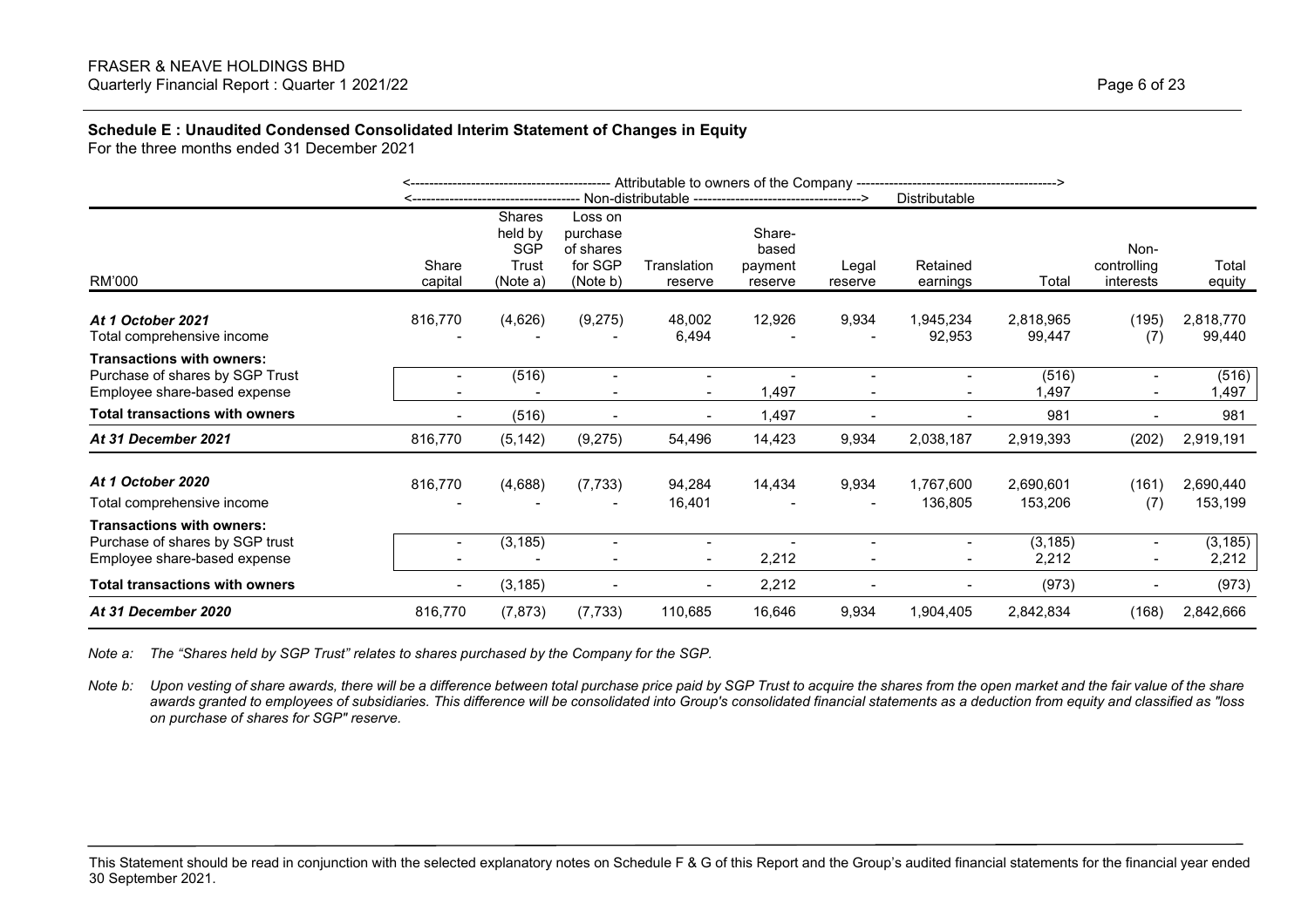## Schedule E : Unaudited Condensed Consolidated Interim Statement of Changes in Equity

For the three months ended 31 December 2021

| | <---- Attributable to owners of the Company ----> | | | | | | | | | |
|---|---|---|---|---|---|---|---|---|---|---|
| | <---- Non-distributable ----> | | | | | | Distributable | | | |
| RM'000 | Share capital | Shares held by SGP Trust (Note a) | Loss on purchase of shares for SGP (Note b) | Translation reserve | Share-based payment reserve | Legal reserve | Retained earnings | Total | Non-controlling interests | Total equity |
| ***At 1 October 2021*** | 816,770 | (4,626) | (9,275) | 48,002 | 12,926 | 9,934 | 1,945,234 | 2,818,965 | (195) | 2,818,770 |
| Total comprehensive income | - | - | - | 6,494 | - | - | 92,953 | 99,447 | (7) | 99,440 |
| **Transactions with owners:** | | | | | | | | | | |
| Purchase of shares by SGP Trust | - | (516) | - | - | - | - | - | (516) | - | (516) |
| Employee share-based expense | - | - | - | - | 1,497 | - | - | 1,497 | - | 1,497 |
| **Total transactions with owners** | - | (516) | - | - | 1,497 | - | - | 981 | - | 981 |
| ***At 31 December 2021*** | 816,770 | (5,142) | (9,275) | 54,496 | 14,423 | 9,934 | 2,038,187 | 2,919,393 | (202) | 2,919,191 |
| ***At 1 October 2020*** | 816,770 | (4,688) | (7,733) | 94,284 | 14,434 | 9,934 | 1,767,600 | 2,690,601 | (161) | 2,690,440 |
| Total comprehensive income | - | - | - | 16,401 | - | - | 136,805 | 153,206 | (7) | 153,199 |
| **Transactions with owners:** | | | | | | | | | | |
| Purchase of shares by SGP trust | - | (3,185) | - | - | - | - | - | (3,185) | - | (3,185) |
| Employee share-based expense | - | - | - | - | 2,212 | - | - | 2,212 | - | 2,212 |
| **Total transactions with owners** | - | (3,185) | - | - | 2,212 | - | - | (973) | - | (973) |
| ***At 31 December 2020*** | 816,770 | (7,873) | (7,733) | 110,685 | 16,646 | 9,934 | 1,904,405 | 2,842,834 | (168) | 2,842,666 |

*Note a: The "Shares held by SGP Trust" relates to shares purchased by the Company for the SGP.*

*Note b: Upon vesting of share awards, there will be a difference between total purchase price paid by SGP Trust to acquire the shares from the open market and the fair value of the share awards granted to employees of subsidiaries. This difference will be consolidated into Group's consolidated financial statements as a deduction from equity and classified as "loss on purchase of shares for SGP" reserve.*

This Statement should be read in conjunction with the selected explanatory notes on Schedule F & G of this Report and the Group's audited financial statements for the financial year ended 30 September 2021.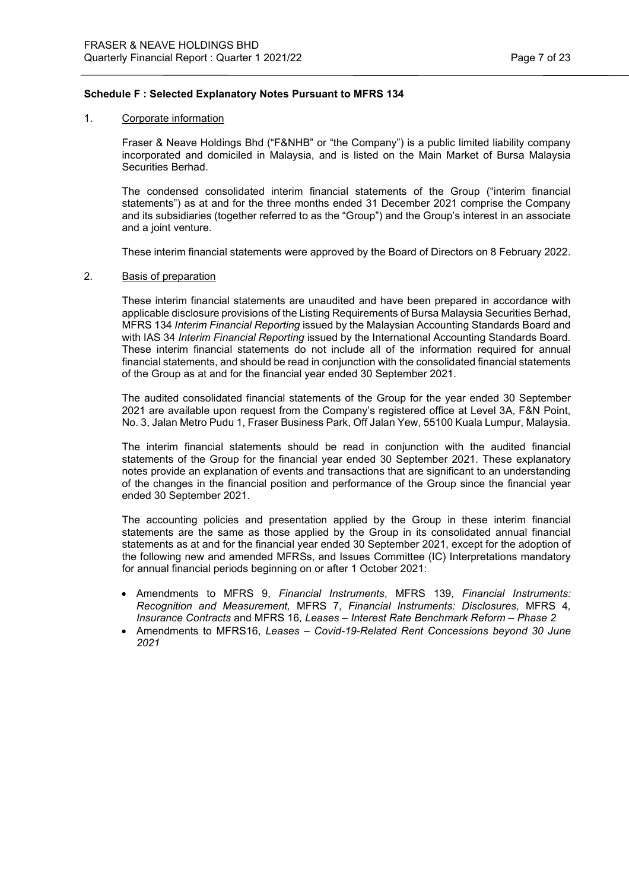**Schedule F : Selected Explanatory Notes Pursuant to MFRS 134**

1. Corporate information

   Fraser & Neave Holdings Bhd ("F&NHB" or "the Company") is a public limited liability company incorporated and domiciled in Malaysia, and is listed on the Main Market of Bursa Malaysia Securities Berhad.

   The condensed consolidated interim financial statements of the Group ("interim financial statements") as at and for the three months ended 31 December 2021 comprise the Company and its subsidiaries (together referred to as the "Group") and the Group's interest in an associate and a joint venture.

   These interim financial statements were approved by the Board of Directors on 8 February 2022.

2. Basis of preparation

   These interim financial statements are unaudited and have been prepared in accordance with applicable disclosure provisions of the Listing Requirements of Bursa Malaysia Securities Berhad, MFRS 134 *Interim Financial Reporting* issued by the Malaysian Accounting Standards Board and with IAS 34 *Interim Financial Reporting* issued by the International Accounting Standards Board. These interim financial statements do not include all of the information required for annual financial statements, and should be read in conjunction with the consolidated financial statements of the Group as at and for the financial year ended 30 September 2021.

   The audited consolidated financial statements of the Group for the year ended 30 September 2021 are available upon request from the Company's registered office at Level 3A, F&N Point, No. 3, Jalan Metro Pudu 1, Fraser Business Park, Off Jalan Yew, 55100 Kuala Lumpur, Malaysia.

   The interim financial statements should be read in conjunction with the audited financial statements of the Group for the financial year ended 30 September 2021. These explanatory notes provide an explanation of events and transactions that are significant to an understanding of the changes in the financial position and performance of the Group since the financial year ended 30 September 2021.

   The accounting policies and presentation applied by the Group in these interim financial statements are the same as those applied by the Group in its consolidated annual financial statements as at and for the financial year ended 30 September 2021, except for the adoption of the following new and amended MFRSs, and Issues Committee (IC) Interpretations mandatory for annual financial periods beginning on or after 1 October 2021:

   - Amendments to MFRS 9, *Financial Instruments*, MFRS 139, *Financial Instruments: Recognition and Measurement,* MFRS 7, *Financial Instruments: Disclosures,* MFRS 4*, Insurance Contracts* and MFRS 16*, Leases – Interest Rate Benchmark Reform – Phase 2*
   - Amendments to MFRS16, *Leases – Covid-19-Related Rent Concessions beyond 30 June 2021*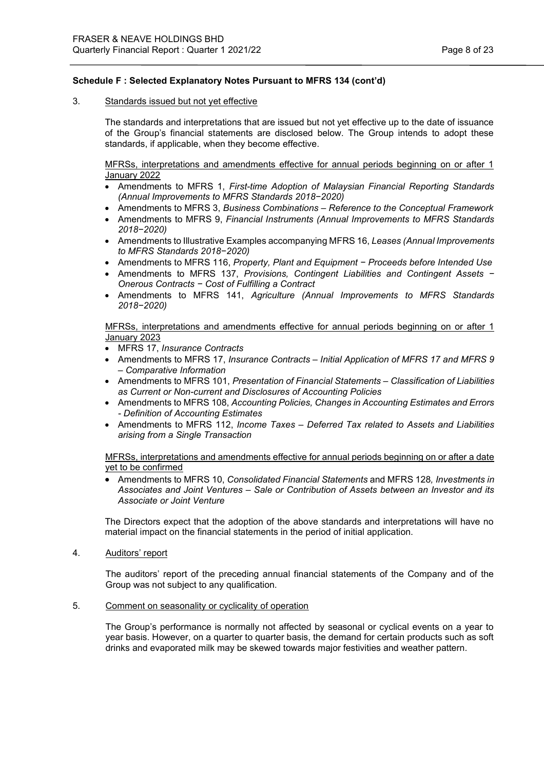**Schedule F : Selected Explanatory Notes Pursuant to MFRS 134 (cont'd)**

3. Standards issued but not yet effective

The standards and interpretations that are issued but not yet effective up to the date of issuance of the Group's financial statements are disclosed below. The Group intends to adopt these standards, if applicable, when they become effective.

MFRSs, interpretations and amendments effective for annual periods beginning on or after 1 January 2022

- Amendments to MFRS 1, *First-time Adoption of Malaysian Financial Reporting Standards (Annual Improvements to MFRS Standards 2018−2020)*
- Amendments to MFRS 3, *Business Combinations – Reference to the Conceptual Framework*
- Amendments to MFRS 9, *Financial Instruments (Annual Improvements to MFRS Standards 2018−2020)*
- Amendments to Illustrative Examples accompanying MFRS 16, *Leases (Annual Improvements to MFRS Standards 2018−2020)*
- Amendments to MFRS 116, *Property, Plant and Equipment − Proceeds before Intended Use*
- Amendments to MFRS 137, *Provisions, Contingent Liabilities and Contingent Assets − Onerous Contracts − Cost of Fulfilling a Contract*
- Amendments to MFRS 141, *Agriculture (Annual Improvements to MFRS Standards 2018−2020)*

MFRSs, interpretations and amendments effective for annual periods beginning on or after 1 January 2023

- MFRS 17, *Insurance Contracts*
- Amendments to MFRS 17, *Insurance Contracts – Initial Application of MFRS 17 and MFRS 9 – Comparative Information*
- Amendments to MFRS 101, *Presentation of Financial Statements – Classification of Liabilities as Current or Non-current and Disclosures of Accounting Policies*
- Amendments to MFRS 108, *Accounting Policies, Changes in Accounting Estimates and Errors - Definition of Accounting Estimates*
- Amendments to MFRS 112, *Income Taxes – Deferred Tax related to Assets and Liabilities arising from a Single Transaction*

MFRSs, interpretations and amendments effective for annual periods beginning on or after a date yet to be confirmed

- Amendments to MFRS 10, *Consolidated Financial Statements* and MFRS 128*, Investments in Associates and Joint Ventures – Sale or Contribution of Assets between an Investor and its Associate or Joint Venture*

The Directors expect that the adoption of the above standards and interpretations will have no material impact on the financial statements in the period of initial application.

4. Auditors' report

The auditors' report of the preceding annual financial statements of the Company and of the Group was not subject to any qualification.

5. Comment on seasonality or cyclicality of operation

The Group's performance is normally not affected by seasonal or cyclical events on a year to year basis. However, on a quarter to quarter basis, the demand for certain products such as soft drinks and evaporated milk may be skewed towards major festivities and weather pattern.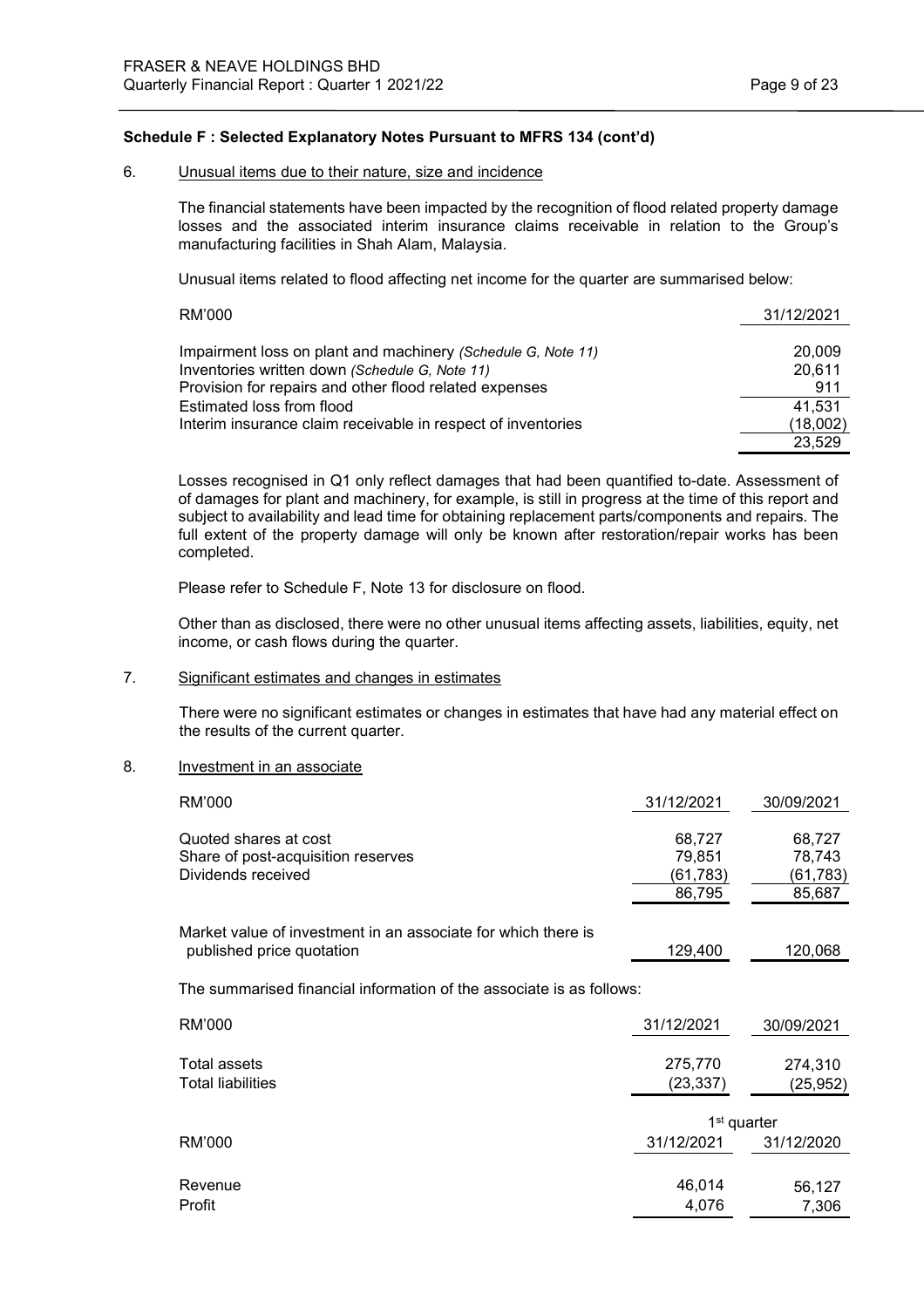**Schedule F : Selected Explanatory Notes Pursuant to MFRS 134 (cont'd)**

6. Unusual items due to their nature, size and incidence

The financial statements have been impacted by the recognition of flood related property damage losses and the associated interim insurance claims receivable in relation to the Group's manufacturing facilities in Shah Alam, Malaysia.

Unusual items related to flood affecting net income for the quarter are summarised below:

| RM'000 | 31/12/2021 |
|---|---|
| Impairment loss on plant and machinery *(Schedule G, Note 11)* | 20,009 |
| Inventories written down *(Schedule G, Note 11)* | 20,611 |
| Provision for repairs and other flood related expenses | 911 |
| Estimated loss from flood | 41,531 |
| Interim insurance claim receivable in respect of inventories | (18,002) |
| | 23,529 |

Losses recognised in Q1 only reflect damages that had been quantified to-date. Assessment of of damages for plant and machinery, for example, is still in progress at the time of this report and subject to availability and lead time for obtaining replacement parts/components and repairs. The full extent of the property damage will only be known after restoration/repair works has been completed.

Please refer to Schedule F, Note 13 for disclosure on flood.

Other than as disclosed, there were no other unusual items affecting assets, liabilities, equity, net income, or cash flows during the quarter.

7. Significant estimates and changes in estimates

There were no significant estimates or changes in estimates that have had any material effect on the results of the current quarter.

8. Investment in an associate

| RM'000 | 31/12/2021 | 30/09/2021 |
|---|---|---|
| Quoted shares at cost | 68,727 | 68,727 |
| Share of post-acquisition reserves | 79,851 | 78,743 |
| Dividends received | (61,783) | (61,783) |
| | 86,795 | 85,687 |
| Market value of investment in an associate for which there is published price quotation | 129,400 | 120,068 |

The summarised financial information of the associate is as follows:

| RM'000 | 31/12/2021 | 30/09/2021 |
|---|---|---|
| Total assets | 275,770 | 274,310 |
| Total liabilities | (23,337) | (25,952) |

| | 1st quarter | |
|---|---|---|
| RM'000 | 31/12/2021 | 31/12/2020 |
| Revenue | 46,014 | 56,127 |
| Profit | 4,076 | 7,306 |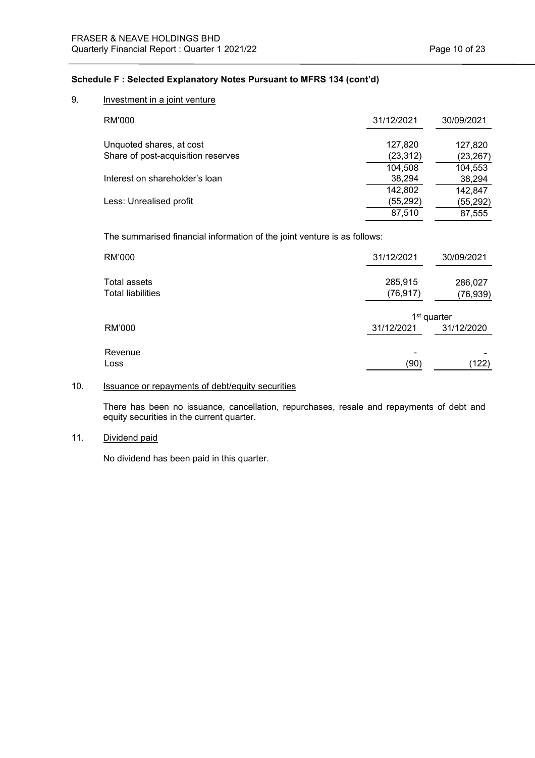**Schedule F : Selected Explanatory Notes Pursuant to MFRS 134 (cont'd)**

9. Investment in a joint venture

| RM'000 | 31/12/2021 | 30/09/2021 |
|---|---|---|
| Unquoted shares, at cost | 127,820 | 127,820 |
| Share of post-acquisition reserves | (23,312) | (23,267) |
| | 104,508 | 104,553 |
| Interest on shareholder's loan | 38,294 | 38,294 |
| | 142,802 | 142,847 |
| Less: Unrealised profit | (55,292) | (55,292) |
| | 87,510 | 87,555 |

The summarised financial information of the joint venture is as follows:

| RM'000 | 31/12/2021 | 30/09/2021 |
|---|---|---|
| Total assets | 285,915 | 286,027 |
| Total liabilities | (76,917) | (76,939) |

| | 1st quarter | |
|---|---|---|
| RM'000 | 31/12/2021 | 31/12/2020 |
| Revenue | - | - |
| Loss | (90) | (122) |

10. Issuance or repayments of debt/equity securities

There has been no issuance, cancellation, repurchases, resale and repayments of debt and equity securities in the current quarter.

11. Dividend paid

No dividend has been paid in this quarter.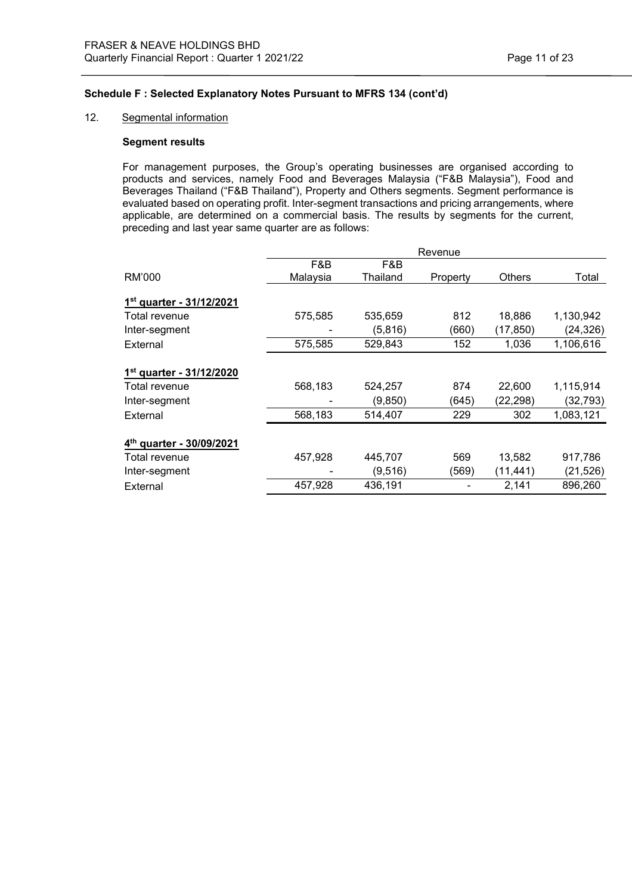**Schedule F : Selected Explanatory Notes Pursuant to MFRS 134 (cont'd)**

12. Segmental information

**Segment results**

For management purposes, the Group's operating businesses are organised according to products and services, namely Food and Beverages Malaysia ("F&B Malaysia"), Food and Beverages Thailand ("F&B Thailand"), Property and Others segments. Segment performance is evaluated based on operating profit. Inter-segment transactions and pricing arrangements, where applicable, are determined on a commercial basis. The results by segments for the current, preceding and last year same quarter are as follows:

| | Revenue | | | | |
|---|---|---|---|---|---|
| RM'000 | F&B Malaysia | F&B Thailand | Property | Others | Total |
| **1st quarter - 31/12/2021** | | | | | |
| Total revenue | 575,585 | 535,659 | 812 | 18,886 | 1,130,942 |
| Inter-segment | - | (5,816) | (660) | (17,850) | (24,326) |
| External | 575,585 | 529,843 | 152 | 1,036 | 1,106,616 |
| **1st quarter - 31/12/2020** | | | | | |
| Total revenue | 568,183 | 524,257 | 874 | 22,600 | 1,115,914 |
| Inter-segment | - | (9,850) | (645) | (22,298) | (32,793) |
| External | 568,183 | 514,407 | 229 | 302 | 1,083,121 |
| **4th quarter - 30/09/2021** | | | | | |
| Total revenue | 457,928 | 445,707 | 569 | 13,582 | 917,786 |
| Inter-segment | - | (9,516) | (569) | (11,441) | (21,526) |
| External | 457,928 | 436,191 | - | 2,141 | 896,260 |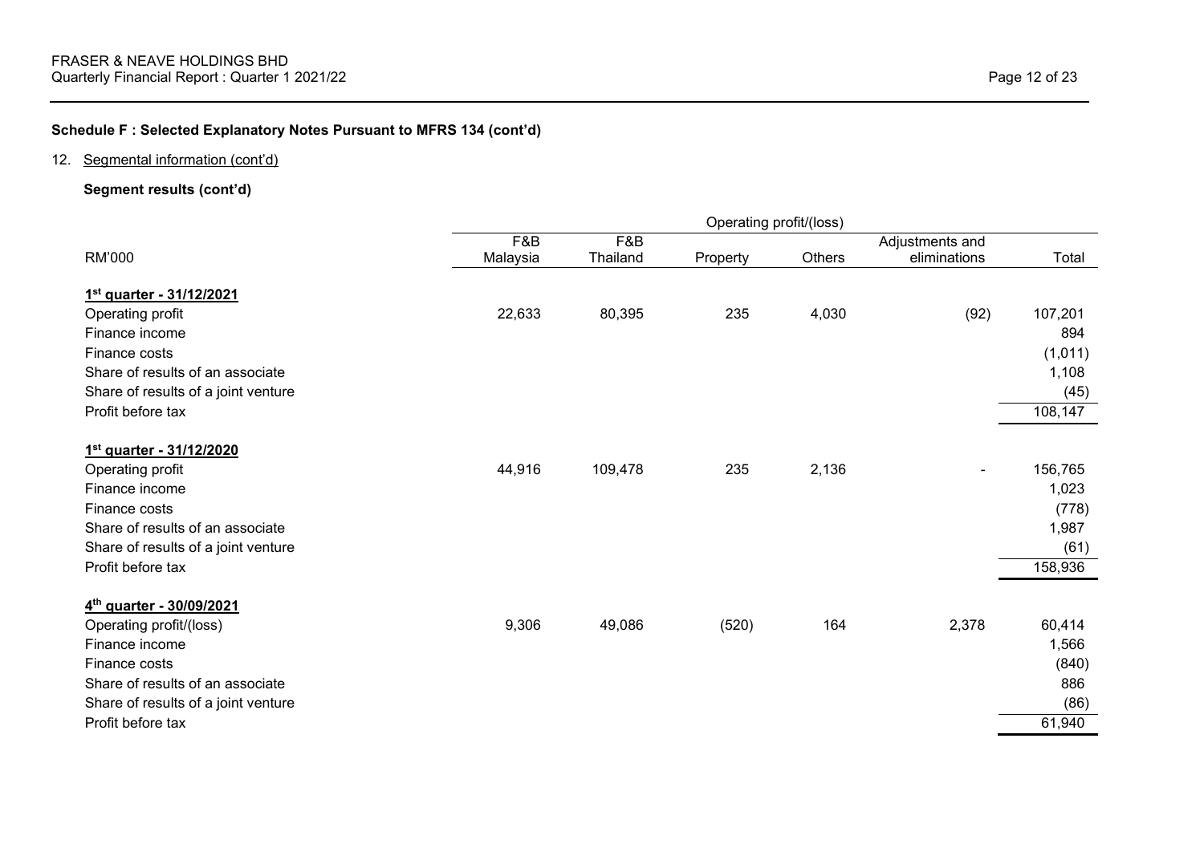**Schedule F : Selected Explanatory Notes Pursuant to MFRS 134 (cont'd)**

12. Segmental information (cont'd)

**Segment results (cont'd)**

| | Operating profit/(loss) | | | | | |
|---|---|---|---|---|---|---|
| RM'000 | F&B Malaysia | F&B Thailand | Property | Others | Adjustments and eliminations | Total |
| **1st quarter - 31/12/2021** | | | | | | |
| Operating profit | 22,633 | 80,395 | 235 | 4,030 | (92) | 107,201 |
| Finance income | | | | | | 894 |
| Finance costs | | | | | | (1,011) |
| Share of results of an associate | | | | | | 1,108 |
| Share of results of a joint venture | | | | | | (45) |
| Profit before tax | | | | | | 108,147 |
| **1st quarter - 31/12/2020** | | | | | | |
| Operating profit | 44,916 | 109,478 | 235 | 2,136 | - | 156,765 |
| Finance income | | | | | | 1,023 |
| Finance costs | | | | | | (778) |
| Share of results of an associate | | | | | | 1,987 |
| Share of results of a joint venture | | | | | | (61) |
| Profit before tax | | | | | | 158,936 |
| **4th quarter - 30/09/2021** | | | | | | |
| Operating profit/(loss) | 9,306 | 49,086 | (520) | 164 | 2,378 | 60,414 |
| Finance income | | | | | | 1,566 |
| Finance costs | | | | | | (840) |
| Share of results of an associate | | | | | | 886 |
| Share of results of a joint venture | | | | | | (86) |
| Profit before tax | | | | | | 61,940 |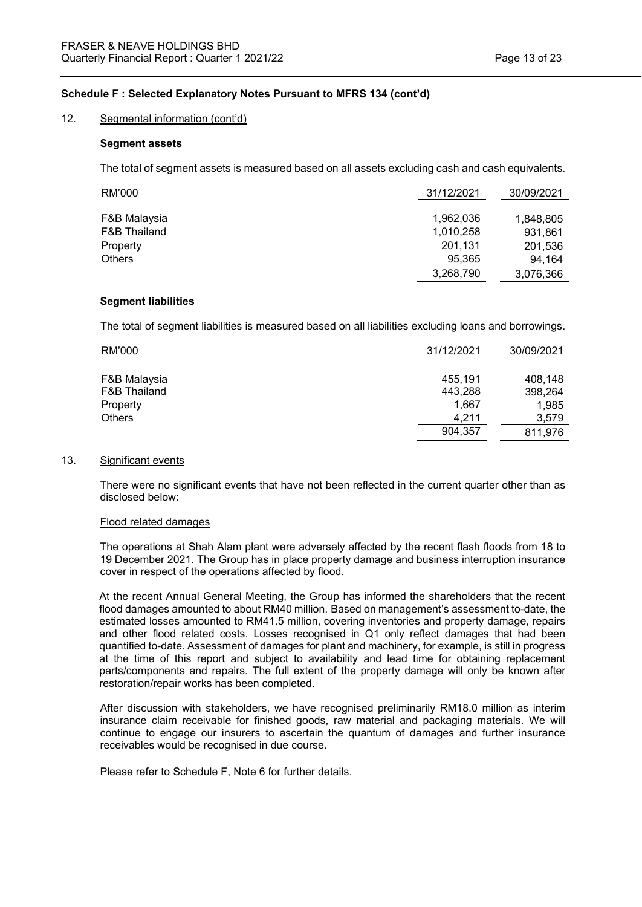**Schedule F : Selected Explanatory Notes Pursuant to MFRS 134 (cont'd)**

12. Segmental information (cont'd)

**Segment assets**

The total of segment assets is measured based on all assets excluding cash and cash equivalents.

| RM'000 | 31/12/2021 | 30/09/2021 |
|---|---|---|
| F&B Malaysia | 1,962,036 | 1,848,805 |
| F&B Thailand | 1,010,258 | 931,861 |
| Property | 201,131 | 201,536 |
| Others | 95,365 | 94,164 |
| | 3,268,790 | 3,076,366 |

**Segment liabilities**

The total of segment liabilities is measured based on all liabilities excluding loans and borrowings.

| RM'000 | 31/12/2021 | 30/09/2021 |
|---|---|---|
| F&B Malaysia | 455,191 | 408,148 |
| F&B Thailand | 443,288 | 398,264 |
| Property | 1,667 | 1,985 |
| Others | 4,211 | 3,579 |
| | 904,357 | 811,976 |

13. Significant events

There were no significant events that have not been reflected in the current quarter other than as disclosed below:

Flood related damages

The operations at Shah Alam plant were adversely affected by the recent flash floods from 18 to 19 December 2021. The Group has in place property damage and business interruption insurance cover in respect of the operations affected by flood.

At the recent Annual General Meeting, the Group has informed the shareholders that the recent flood damages amounted to about RM40 million. Based on management's assessment to-date, the estimated losses amounted to RM41.5 million, covering inventories and property damage, repairs and other flood related costs. Losses recognised in Q1 only reflect damages that had been quantified to-date. Assessment of damages for plant and machinery, for example, is still in progress at the time of this report and subject to availability and lead time for obtaining replacement parts/components and repairs. The full extent of the property damage will only be known after restoration/repair works has been completed.

After discussion with stakeholders, we have recognised preliminarily RM18.0 million as interim insurance claim receivable for finished goods, raw material and packaging materials. We will continue to engage our insurers to ascertain the quantum of damages and further insurance receivables would be recognised in due course.

Please refer to Schedule F, Note 6 for further details.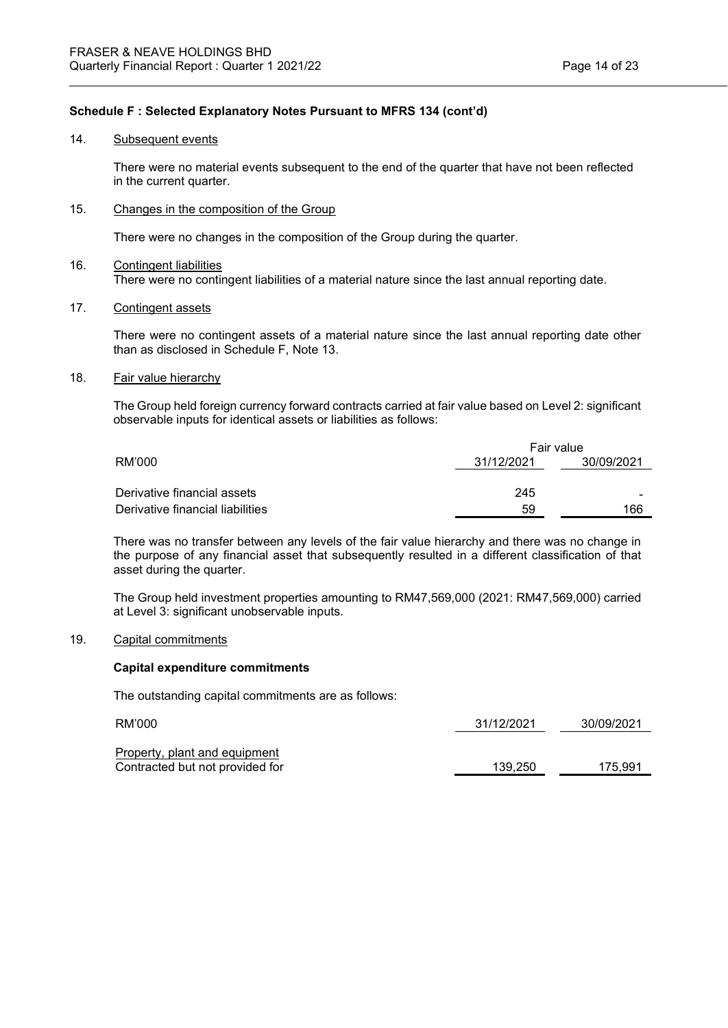**Schedule F : Selected Explanatory Notes Pursuant to MFRS 134 (cont'd)**

14. Subsequent events

    There were no material events subsequent to the end of the quarter that have not been reflected in the current quarter.

15. Changes in the composition of the Group

    There were no changes in the composition of the Group during the quarter.

16. Contingent liabilities

    There were no contingent liabilities of a material nature since the last annual reporting date.

17. Contingent assets

    There were no contingent assets of a material nature since the last annual reporting date other than as disclosed in Schedule F, Note 13.

18. Fair value hierarchy

    The Group held foreign currency forward contracts carried at fair value based on Level 2: significant observable inputs for identical assets or liabilities as follows:

| RM'000 | Fair value | |
|---|---|---|
| | 31/12/2021 | 30/09/2021 |
| Derivative financial assets | 245 | - |
| Derivative financial liabilities | 59 | 166 |

    There was no transfer between any levels of the fair value hierarchy and there was no change in the purpose of any financial asset that subsequently resulted in a different classification of that asset during the quarter.

    The Group held investment properties amounting to RM47,569,000 (2021: RM47,569,000) carried at Level 3: significant unobservable inputs.

19. Capital commitments

    **Capital expenditure commitments**

    The outstanding capital commitments are as follows:

| RM'000 | 31/12/2021 | 30/09/2021 |
|---|---|---|
| Property, plant and equipment | | |
| Contracted but not provided for | 139,250 | 175,991 |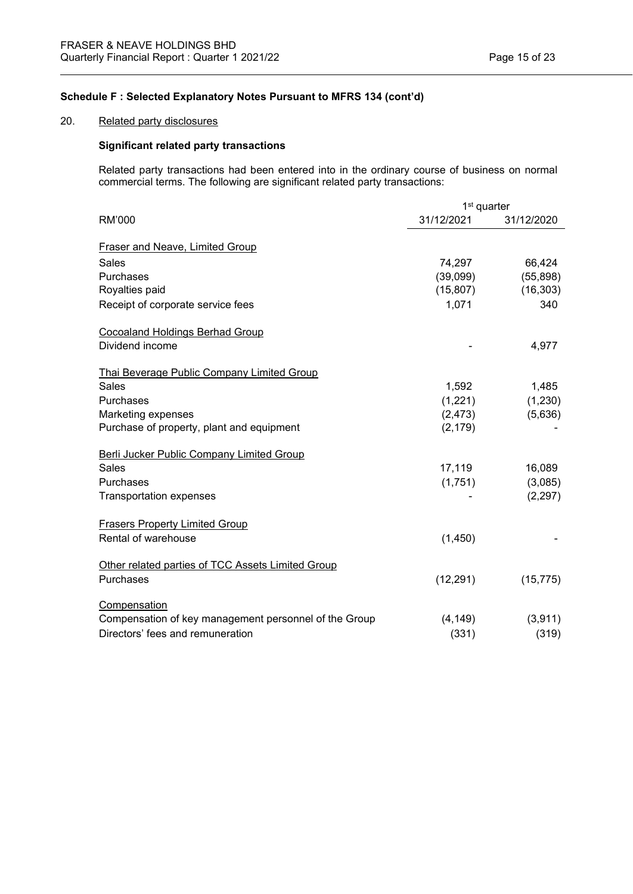**Schedule F : Selected Explanatory Notes Pursuant to MFRS 134 (cont'd)**

20. Related party disclosures

**Significant related party transactions**

Related party transactions had been entered into in the ordinary course of business on normal commercial terms. The following are significant related party transactions:

| RM'000 | 1st quarter 31/12/2021 | 31/12/2020 |
|---|---|---|
| Fraser and Neave, Limited Group | | |
| Sales | 74,297 | 66,424 |
| Purchases | (39,099) | (55,898) |
| Royalties paid | (15,807) | (16,303) |
| Receipt of corporate service fees | 1,071 | 340 |
| Cocoaland Holdings Berhad Group | | |
| Dividend income | - | 4,977 |
| Thai Beverage Public Company Limited Group | | |
| Sales | 1,592 | 1,485 |
| Purchases | (1,221) | (1,230) |
| Marketing expenses | (2,473) | (5,636) |
| Purchase of property, plant and equipment | (2,179) | - |
| Berli Jucker Public Company Limited Group | | |
| Sales | 17,119 | 16,089 |
| Purchases | (1,751) | (3,085) |
| Transportation expenses | - | (2,297) |
| Frasers Property Limited Group | | |
| Rental of warehouse | (1,450) | - |
| Other related parties of TCC Assets Limited Group | | |
| Purchases | (12,291) | (15,775) |
| Compensation | | |
| Compensation of key management personnel of the Group | (4,149) | (3,911) |
| Directors' fees and remuneration | (331) | (319) |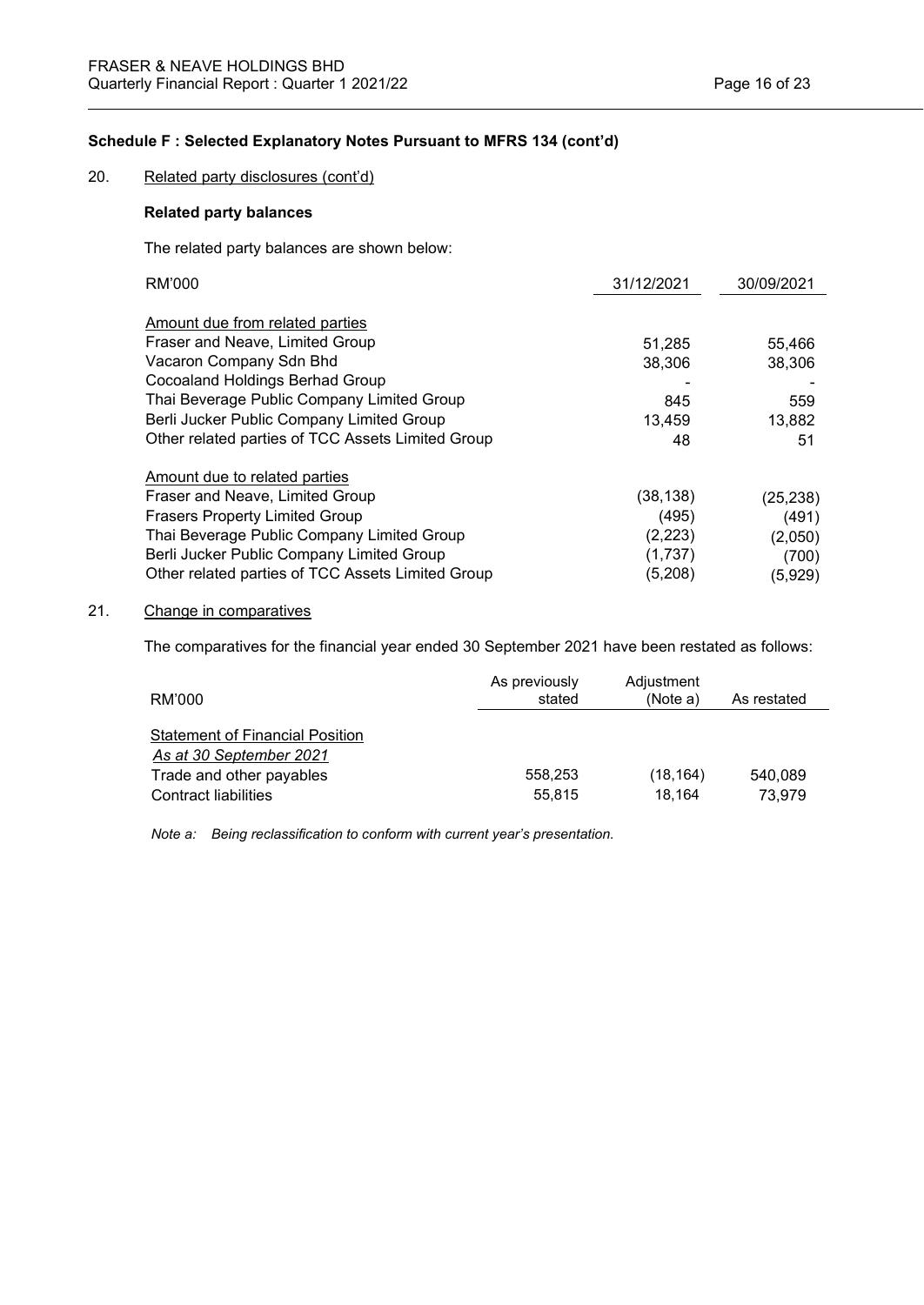**Schedule F : Selected Explanatory Notes Pursuant to MFRS 134 (cont'd)**

20. Related party disclosures (cont'd)

**Related party balances**

The related party balances are shown below:

| RM'000 | 31/12/2021 | 30/09/2021 |
|---|---|---|
| Amount due from related parties | | |
| Fraser and Neave, Limited Group | 51,285 | 55,466 |
| Vacaron Company Sdn Bhd | 38,306 | 38,306 |
| Cocoaland Holdings Berhad Group | - | - |
| Thai Beverage Public Company Limited Group | 845 | 559 |
| Berli Jucker Public Company Limited Group | 13,459 | 13,882 |
| Other related parties of TCC Assets Limited Group | 48 | 51 |
| Amount due to related parties | | |
| Fraser and Neave, Limited Group | (38,138) | (25,238) |
| Frasers Property Limited Group | (495) | (491) |
| Thai Beverage Public Company Limited Group | (2,223) | (2,050) |
| Berli Jucker Public Company Limited Group | (1,737) | (700) |
| Other related parties of TCC Assets Limited Group | (5,208) | (5,929) |

21. Change in comparatives

The comparatives for the financial year ended 30 September 2021 have been restated as follows:

| RM'000 | As previously stated | Adjustment (Note a) | As restated |
|---|---|---|---|
| Statement of Financial Position | | | |
| *As at 30 September 2021* | | | |
| Trade and other payables | 558,253 | (18,164) | 540,089 |
| Contract liabilities | 55,815 | 18,164 | 73,979 |

*Note a: Being reclassification to conform with current year's presentation.*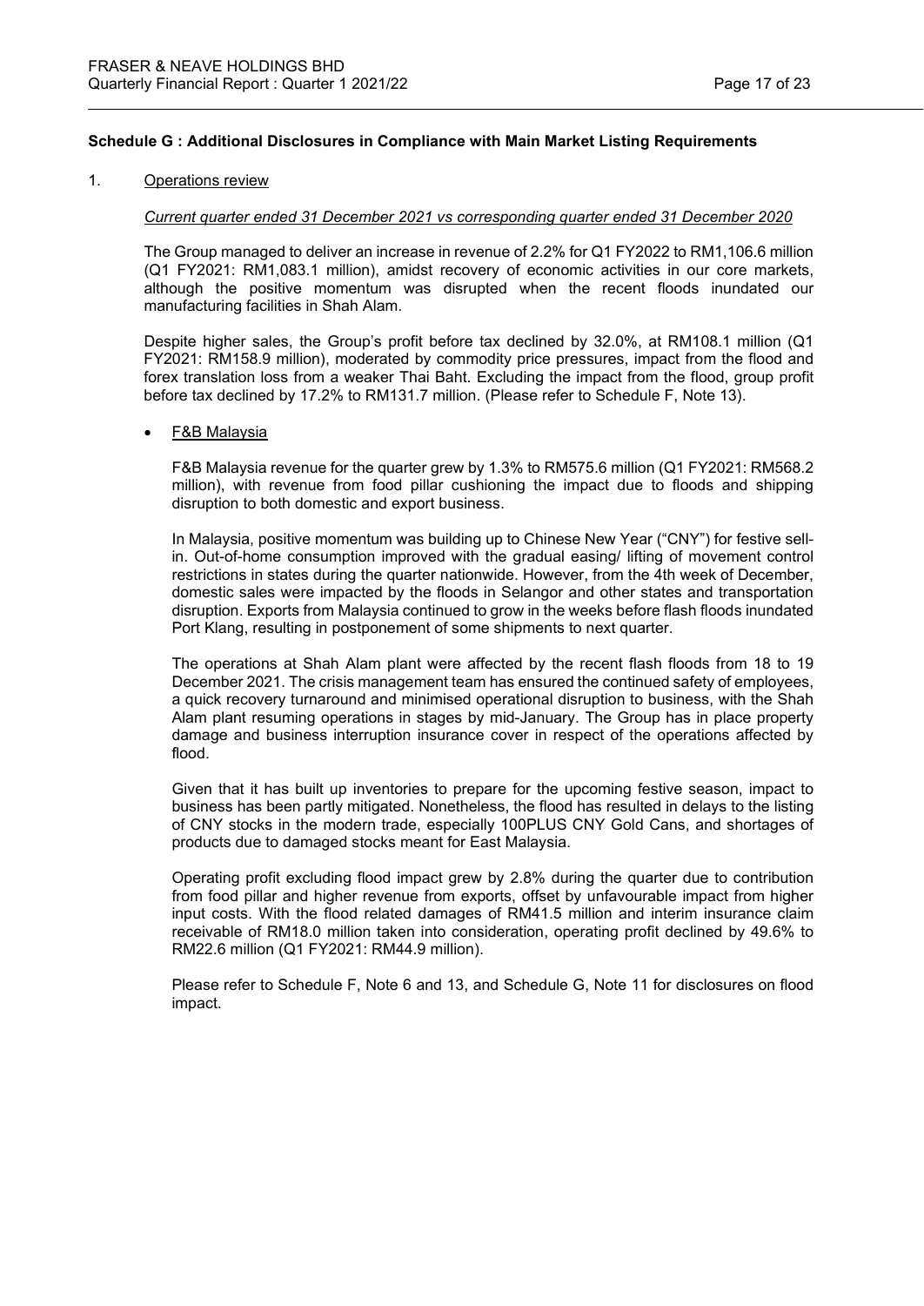## Schedule G : Additional Disclosures in Compliance with Main Market Listing Requirements

1. Operations review

   *Current quarter ended 31 December 2021 vs corresponding quarter ended 31 December 2020*

   The Group managed to deliver an increase in revenue of 2.2% for Q1 FY2022 to RM1,106.6 million (Q1 FY2021: RM1,083.1 million), amidst recovery of economic activities in our core markets, although the positive momentum was disrupted when the recent floods inundated our manufacturing facilities in Shah Alam.

   Despite higher sales, the Group's profit before tax declined by 32.0%, at RM108.1 million (Q1 FY2021: RM158.9 million), moderated by commodity price pressures, impact from the flood and forex translation loss from a weaker Thai Baht. Excluding the impact from the flood, group profit before tax declined by 17.2% to RM131.7 million. (Please refer to Schedule F, Note 13).

   - F&B Malaysia

     F&B Malaysia revenue for the quarter grew by 1.3% to RM575.6 million (Q1 FY2021: RM568.2 million), with revenue from food pillar cushioning the impact due to floods and shipping disruption to both domestic and export business.

     In Malaysia, positive momentum was building up to Chinese New Year ("CNY") for festive sell-in. Out-of-home consumption improved with the gradual easing/ lifting of movement control restrictions in states during the quarter nationwide. However, from the 4th week of December, domestic sales were impacted by the floods in Selangor and other states and transportation disruption. Exports from Malaysia continued to grow in the weeks before flash floods inundated Port Klang, resulting in postponement of some shipments to next quarter.

     The operations at Shah Alam plant were affected by the recent flash floods from 18 to 19 December 2021. The crisis management team has ensured the continued safety of employees, a quick recovery turnaround and minimised operational disruption to business, with the Shah Alam plant resuming operations in stages by mid-January. The Group has in place property damage and business interruption insurance cover in respect of the operations affected by flood.

     Given that it has built up inventories to prepare for the upcoming festive season, impact to business has been partly mitigated. Nonetheless, the flood has resulted in delays to the listing of CNY stocks in the modern trade, especially 100PLUS CNY Gold Cans, and shortages of products due to damaged stocks meant for East Malaysia.

     Operating profit excluding flood impact grew by 2.8% during the quarter due to contribution from food pillar and higher revenue from exports, offset by unfavourable impact from higher input costs. With the flood related damages of RM41.5 million and interim insurance claim receivable of RM18.0 million taken into consideration, operating profit declined by 49.6% to RM22.6 million (Q1 FY2021: RM44.9 million).

     Please refer to Schedule F, Note 6 and 13, and Schedule G, Note 11 for disclosures on flood impact.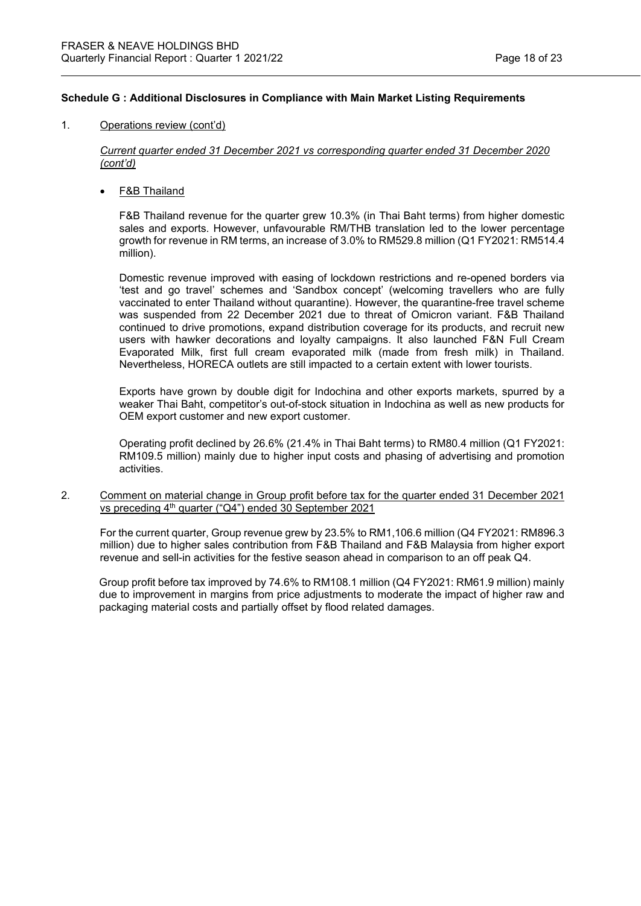**Schedule G : Additional Disclosures in Compliance with Main Market Listing Requirements**

1. Operations review (cont'd)

*Current quarter ended 31 December 2021 vs corresponding quarter ended 31 December 2020 (cont'd)*

- F&B Thailand

F&B Thailand revenue for the quarter grew 10.3% (in Thai Baht terms) from higher domestic sales and exports. However, unfavourable RM/THB translation led to the lower percentage growth for revenue in RM terms, an increase of 3.0% to RM529.8 million (Q1 FY2021: RM514.4 million).

Domestic revenue improved with easing of lockdown restrictions and re-opened borders via 'test and go travel' schemes and 'Sandbox concept' (welcoming travellers who are fully vaccinated to enter Thailand without quarantine). However, the quarantine-free travel scheme was suspended from 22 December 2021 due to threat of Omicron variant. F&B Thailand continued to drive promotions, expand distribution coverage for its products, and recruit new users with hawker decorations and loyalty campaigns. It also launched F&N Full Cream Evaporated Milk, first full cream evaporated milk (made from fresh milk) in Thailand. Nevertheless, HORECA outlets are still impacted to a certain extent with lower tourists.

Exports have grown by double digit for Indochina and other exports markets, spurred by a weaker Thai Baht, competitor's out-of-stock situation in Indochina as well as new products for OEM export customer and new export customer.

Operating profit declined by 26.6% (21.4% in Thai Baht terms) to RM80.4 million (Q1 FY2021: RM109.5 million) mainly due to higher input costs and phasing of advertising and promotion activities.

2. Comment on material change in Group profit before tax for the quarter ended 31 December 2021 vs preceding 4th quarter ("Q4") ended 30 September 2021

For the current quarter, Group revenue grew by 23.5% to RM1,106.6 million (Q4 FY2021: RM896.3 million) due to higher sales contribution from F&B Thailand and F&B Malaysia from higher export revenue and sell-in activities for the festive season ahead in comparison to an off peak Q4.

Group profit before tax improved by 74.6% to RM108.1 million (Q4 FY2021: RM61.9 million) mainly due to improvement in margins from price adjustments to moderate the impact of higher raw and packaging material costs and partially offset by flood related damages.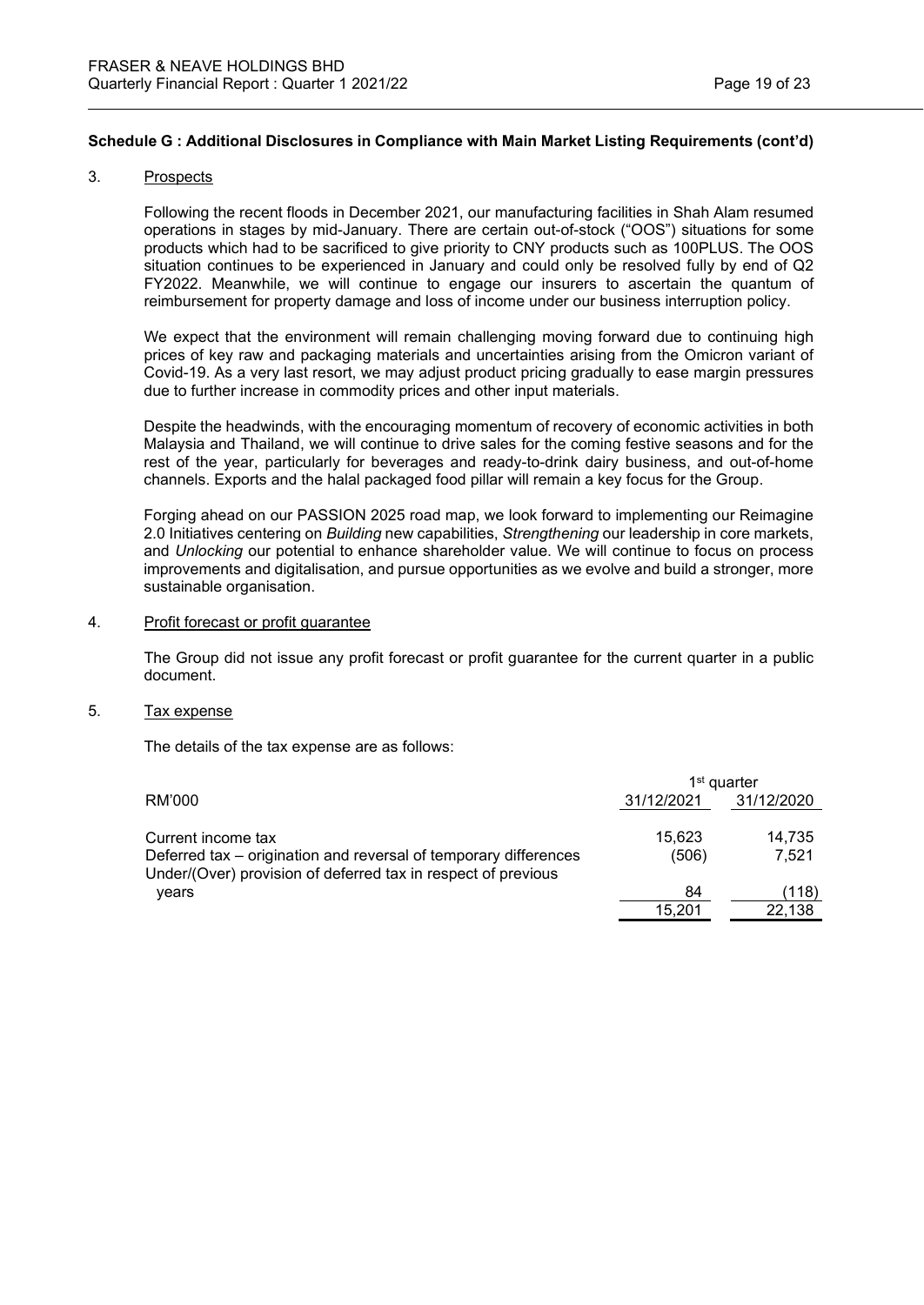**Schedule G : Additional Disclosures in Compliance with Main Market Listing Requirements (cont'd)**

3. Prospects

Following the recent floods in December 2021, our manufacturing facilities in Shah Alam resumed operations in stages by mid-January. There are certain out-of-stock ("OOS") situations for some products which had to be sacrificed to give priority to CNY products such as 100PLUS. The OOS situation continues to be experienced in January and could only be resolved fully by end of Q2 FY2022. Meanwhile, we will continue to engage our insurers to ascertain the quantum of reimbursement for property damage and loss of income under our business interruption policy.

We expect that the environment will remain challenging moving forward due to continuing high prices of key raw and packaging materials and uncertainties arising from the Omicron variant of Covid-19. As a very last resort, we may adjust product pricing gradually to ease margin pressures due to further increase in commodity prices and other input materials.

Despite the headwinds, with the encouraging momentum of recovery of economic activities in both Malaysia and Thailand, we will continue to drive sales for the coming festive seasons and for the rest of the year, particularly for beverages and ready-to-drink dairy business, and out-of-home channels. Exports and the halal packaged food pillar will remain a key focus for the Group.

Forging ahead on our PASSION 2025 road map, we look forward to implementing our Reimagine 2.0 Initiatives centering on *Building* new capabilities, *Strengthening* our leadership in core markets, and *Unlocking* our potential to enhance shareholder value. We will continue to focus on process improvements and digitalisation, and pursue opportunities as we evolve and build a stronger, more sustainable organisation.

4. Profit forecast or profit guarantee

The Group did not issue any profit forecast or profit guarantee for the current quarter in a public document.

5. Tax expense

The details of the tax expense are as follows:

| RM'000 | 1st quarter 31/12/2021 | 1st quarter 31/12/2020 |
|---|---|---|
| Current income tax | 15,623 | 14,735 |
| Deferred tax – origination and reversal of temporary differences | (506) | 7,521 |
| Under/(Over) provision of deferred tax in respect of previous years | 84 | (118) |
| | 15,201 | 22,138 |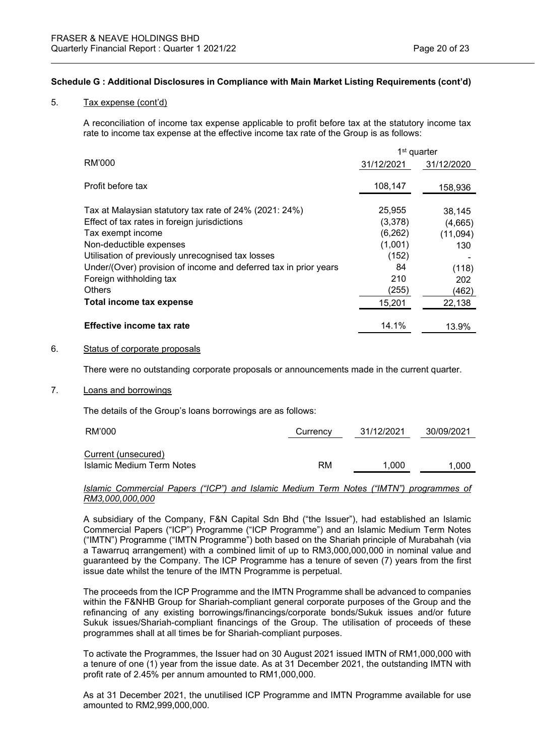**Schedule G : Additional Disclosures in Compliance with Main Market Listing Requirements (cont'd)**

5. Tax expense (cont'd)

A reconciliation of income tax expense applicable to profit before tax at the statutory income tax rate to income tax expense at the effective income tax rate of the Group is as follows:

| RM'000 | 1st quarter 31/12/2021 | 31/12/2020 |
|---|---|---|
| Profit before tax | 108,147 | 158,936 |
| Tax at Malaysian statutory tax rate of 24% (2021: 24%) | 25,955 | 38,145 |
| Effect of tax rates in foreign jurisdictions | (3,378) | (4,665) |
| Tax exempt income | (6,262) | (11,094) |
| Non-deductible expenses | (1,001) | 130 |
| Utilisation of previously unrecognised tax losses | (152) | - |
| Under/(Over) provision of income and deferred tax in prior years | 84 | (118) |
| Foreign withholding tax | 210 | 202 |
| Others | (255) | (462) |
| **Total income tax expense** | 15,201 | 22,138 |
| **Effective income tax rate** | 14.1% | 13.9% |

6. Status of corporate proposals

There were no outstanding corporate proposals or announcements made in the current quarter.

7. Loans and borrowings

The details of the Group's loans borrowings are as follows:

| RM'000 | Currency | 31/12/2021 | 30/09/2021 |
|---|---|---|---|
| Current (unsecured) | | | |
| Islamic Medium Term Notes | RM | 1,000 | 1,000 |

*Islamic Commercial Papers ("ICP") and Islamic Medium Term Notes ("IMTN") programmes of RM3,000,000,000*

A subsidiary of the Company, F&N Capital Sdn Bhd ("the Issuer"), had established an Islamic Commercial Papers ("ICP") Programme ("ICP Programme") and an Islamic Medium Term Notes ("IMTN") Programme ("IMTN Programme") both based on the Shariah principle of Murabahah (via a Tawarruq arrangement) with a combined limit of up to RM3,000,000,000 in nominal value and guaranteed by the Company. The ICP Programme has a tenure of seven (7) years from the first issue date whilst the tenure of the IMTN Programme is perpetual.

The proceeds from the ICP Programme and the IMTN Programme shall be advanced to companies within the F&NHB Group for Shariah-compliant general corporate purposes of the Group and the refinancing of any existing borrowings/financings/corporate bonds/Sukuk issues and/or future Sukuk issues/Shariah-compliant financings of the Group. The utilisation of proceeds of these programmes shall at all times be for Shariah-compliant purposes.

To activate the Programmes, the Issuer had on 30 August 2021 issued IMTN of RM1,000,000 with a tenure of one (1) year from the issue date. As at 31 December 2021, the outstanding IMTN with profit rate of 2.45% per annum amounted to RM1,000,000.

As at 31 December 2021, the unutilised ICP Programme and IMTN Programme available for use amounted to RM2,999,000,000.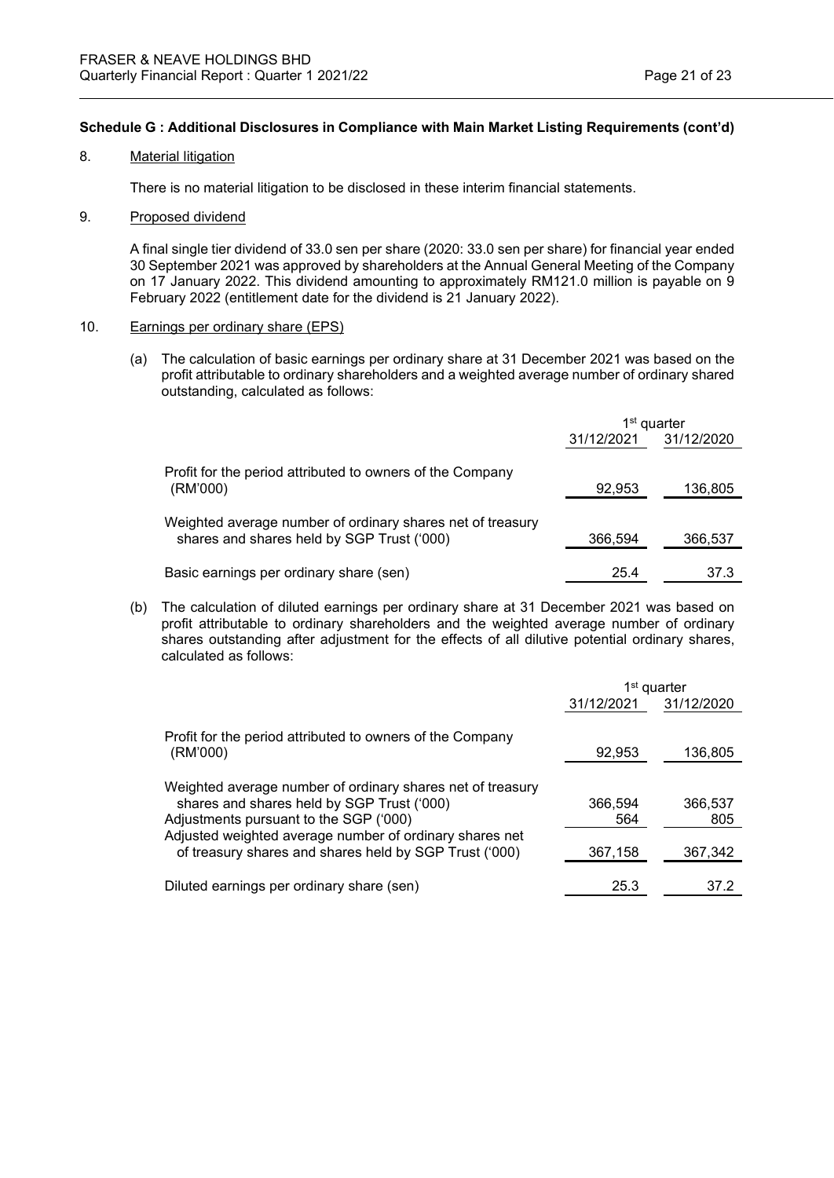**Schedule G : Additional Disclosures in Compliance with Main Market Listing Requirements (cont'd)**

8. Material litigation

There is no material litigation to be disclosed in these interim financial statements.

9. Proposed dividend

A final single tier dividend of 33.0 sen per share (2020: 33.0 sen per share) for financial year ended 30 September 2021 was approved by shareholders at the Annual General Meeting of the Company on 17 January 2022. This dividend amounting to approximately RM121.0 million is payable on 9 February 2022 (entitlement date for the dividend is 21 January 2022).

10. Earnings per ordinary share (EPS)

(a) The calculation of basic earnings per ordinary share at 31 December 2021 was based on the profit attributable to ordinary shareholders and a weighted average number of ordinary shared outstanding, calculated as follows:

| | 1st quarter | |
|---|---|---|
| | 31/12/2021 | 31/12/2020 |
| Profit for the period attributed to owners of the Company (RM'000) | 92,953 | 136,805 |
| Weighted average number of ordinary shares net of treasury shares and shares held by SGP Trust ('000) | 366,594 | 366,537 |
| Basic earnings per ordinary share (sen) | 25.4 | 37.3 |

(b) The calculation of diluted earnings per ordinary share at 31 December 2021 was based on profit attributable to ordinary shareholders and the weighted average number of ordinary shares outstanding after adjustment for the effects of all dilutive potential ordinary shares, calculated as follows:

| | 1st quarter | |
|---|---|---|
| | 31/12/2021 | 31/12/2020 |
| Profit for the period attributed to owners of the Company (RM'000) | 92,953 | 136,805 |
| Weighted average number of ordinary shares net of treasury shares and shares held by SGP Trust ('000) | 366,594 | 366,537 |
| Adjustments pursuant to the SGP ('000) | 564 | 805 |
| Adjusted weighted average number of ordinary shares net of treasury shares and shares held by SGP Trust ('000) | 367,158 | 367,342 |
| Diluted earnings per ordinary share (sen) | 25.3 | 37.2 |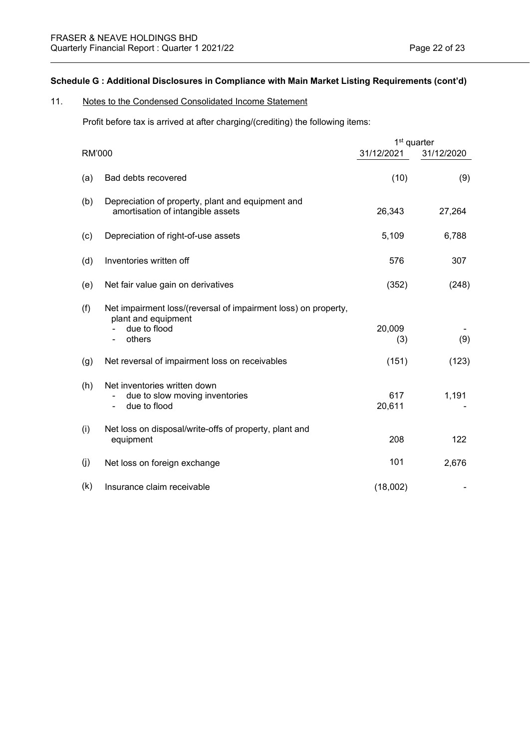## Schedule G : Additional Disclosures in Compliance with Main Market Listing Requirements (cont'd)

### 11. Notes to the Condensed Consolidated Income Statement

Profit before tax is arrived at after charging/(crediting) the following items:

| | RM'000 | 1st quarter 31/12/2021 | 31/12/2020 |
|---|---|---|---|
| (a) | Bad debts recovered | (10) | (9) |
| (b) | Depreciation of property, plant and equipment and amortisation of intangible assets | 26,343 | 27,264 |
| (c) | Depreciation of right-of-use assets | 5,109 | 6,788 |
| (d) | Inventories written off | 576 | 307 |
| (e) | Net fair value gain on derivatives | (352) | (248) |
| (f) | Net impairment loss/(reversal of impairment loss) on property, plant and equipment | | |
| | - due to flood | 20,009 | - |
| | - others | (3) | (9) |
| (g) | Net reversal of impairment loss on receivables | (151) | (123) |
| (h) | Net inventories written down | | |
| | - due to slow moving inventories | 617 | 1,191 |
| | - due to flood | 20,611 | - |
| (i) | Net loss on disposal/write-offs of property, plant and equipment | 208 | 122 |
| (j) | Net loss on foreign exchange | 101 | 2,676 |
| (k) | Insurance claim receivable | (18,002) | - |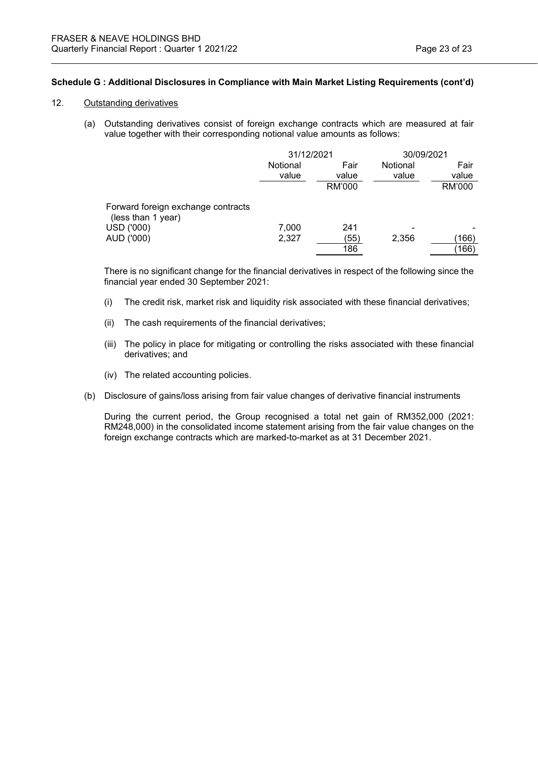**Schedule G : Additional Disclosures in Compliance with Main Market Listing Requirements (cont'd)**

12. Outstanding derivatives

(a) Outstanding derivatives consist of foreign exchange contracts which are measured at fair value together with their corresponding notional value amounts as follows:

| | 31/12/2021 | | 30/09/2021 | |
|---|---|---|---|---|
| | Notional value | Fair value RM'000 | Notional value | Fair value RM'000 |
| Forward foreign exchange contracts (less than 1 year) | | | | |
| USD ('000) | 7,000 | 241 | - | - |
| AUD ('000) | 2,327 | (55) | 2,356 | (166) |
| | | 186 | | (166) |

There is no significant change for the financial derivatives in respect of the following since the financial year ended 30 September 2021:

(i) The credit risk, market risk and liquidity risk associated with these financial derivatives;

(ii) The cash requirements of the financial derivatives;

(iii) The policy in place for mitigating or controlling the risks associated with these financial derivatives; and

(iv) The related accounting policies.

(b) Disclosure of gains/loss arising from fair value changes of derivative financial instruments

During the current period, the Group recognised a total net gain of RM352,000 (2021: RM248,000) in the consolidated income statement arising from the fair value changes on the foreign exchange contracts which are marked-to-market as at 31 December 2021.